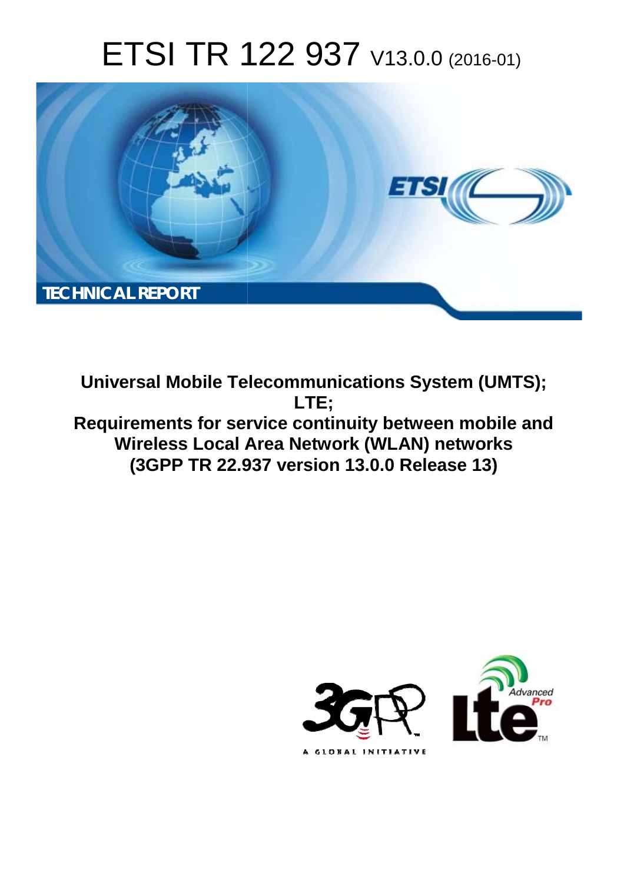# ETSI TR 122 937 V13.0.0 (2016-01)

TECHNICAL REPORT

**Universal Mobile Telecommunications System (UMTS); LTE; Requirements for service continuity between mobile and Wireless Local Area Network (WLAN) networks (3GPP TR 22.937 version 13.0.0 Release 13)**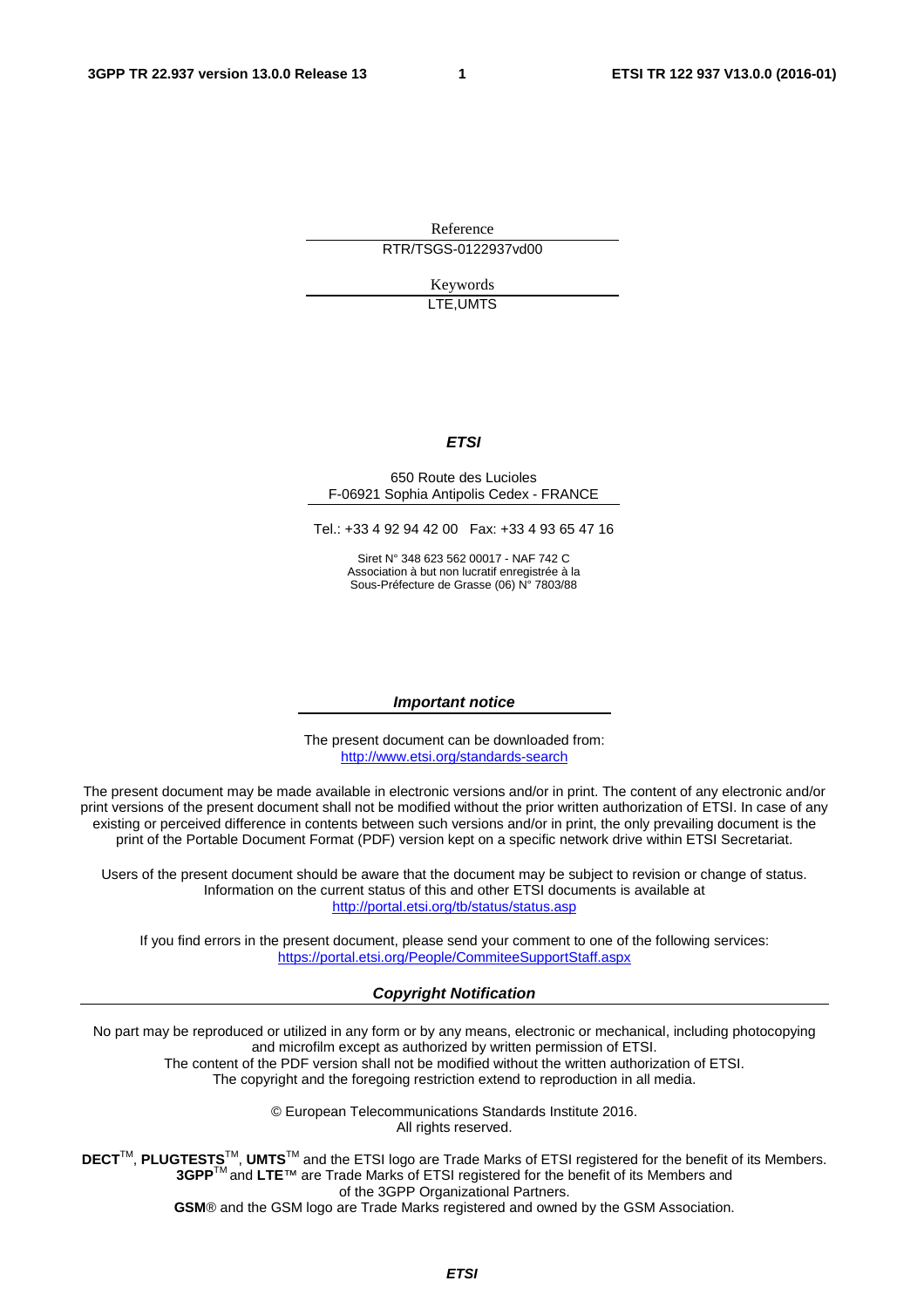Reference

RTR/TSGS-0122937vd00

Keywords

LTE,UMTS

***ETSI***

650 Route des Lucioles
F-06921 Sophia Antipolis Cedex - FRANCE

Tel.: +33 4 92 94 42 00 Fax: +33 4 93 65 47 16

Siret N° 348 623 562 00017 - NAF 742 C
Association à but non lucratif enregistrée à la
Sous-Préfecture de Grasse (06) N° 7803/88

***Important notice***

The present document can be downloaded from:
http://www.etsi.org/standards-search

The present document may be made available in electronic versions and/or in print. The content of any electronic and/or print versions of the present document shall not be modified without the prior written authorization of ETSI. In case of any existing or perceived difference in contents between such versions and/or in print, the only prevailing document is the print of the Portable Document Format (PDF) version kept on a specific network drive within ETSI Secretariat.

Users of the present document should be aware that the document may be subject to revision or change of status. Information on the current status of this and other ETSI documents is available at
http://portal.etsi.org/tb/status/status.asp

If you find errors in the present document, please send your comment to one of the following services:
https://portal.etsi.org/People/CommiteeSupportStaff.aspx

***Copyright Notification***

No part may be reproduced or utilized in any form or by any means, electronic or mechanical, including photocopying and microfilm except as authorized by written permission of ETSI.
The content of the PDF version shall not be modified without the written authorization of ETSI.
The copyright and the foregoing restriction extend to reproduction in all media.

© European Telecommunications Standards Institute 2016.
All rights reserved.

**DECT**™, **PLUGTESTS**™, **UMTS**™ and the ETSI logo are Trade Marks of ETSI registered for the benefit of its Members.
**3GPP**™ and **LTE**™ are Trade Marks of ETSI registered for the benefit of its Members and of the 3GPP Organizational Partners.
**GSM**® and the GSM logo are Trade Marks registered and owned by the GSM Association.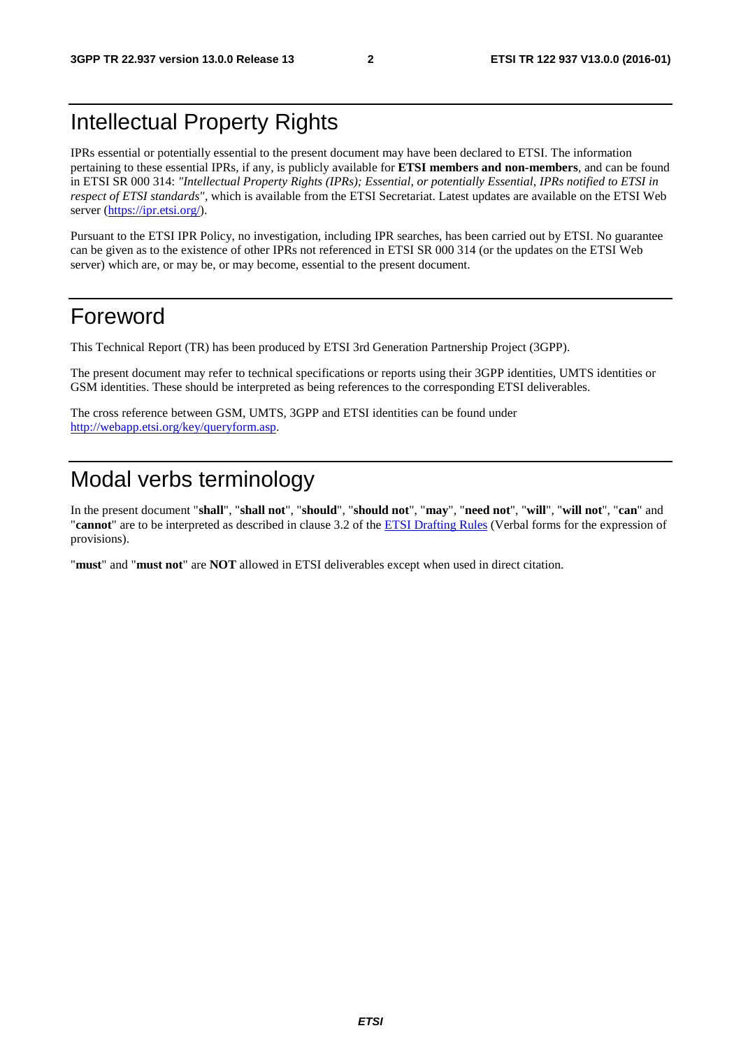# Intellectual Property Rights

IPRs essential or potentially essential to the present document may have been declared to ETSI. The information pertaining to these essential IPRs, if any, is publicly available for **ETSI members and non-members**, and can be found in ETSI SR 000 314: *"Intellectual Property Rights (IPRs); Essential, or potentially Essential, IPRs notified to ETSI in respect of ETSI standards"*, which is available from the ETSI Secretariat. Latest updates are available on the ETSI Web server (https://ipr.etsi.org/).

Pursuant to the ETSI IPR Policy, no investigation, including IPR searches, has been carried out by ETSI. No guarantee can be given as to the existence of other IPRs not referenced in ETSI SR 000 314 (or the updates on the ETSI Web server) which are, or may be, or may become, essential to the present document.

# Foreword

This Technical Report (TR) has been produced by ETSI 3rd Generation Partnership Project (3GPP).

The present document may refer to technical specifications or reports using their 3GPP identities, UMTS identities or GSM identities. These should be interpreted as being references to the corresponding ETSI deliverables.

The cross reference between GSM, UMTS, 3GPP and ETSI identities can be found under http://webapp.etsi.org/key/queryform.asp.

# Modal verbs terminology

In the present document "**shall**", "**shall not**", "**should**", "**should not**", "**may**", "**need not**", "**will**", "**will not**", "**can**" and "**cannot**" are to be interpreted as described in clause 3.2 of the ETSI Drafting Rules (Verbal forms for the expression of provisions).

"**must**" and "**must not**" are **NOT** allowed in ETSI deliverables except when used in direct citation.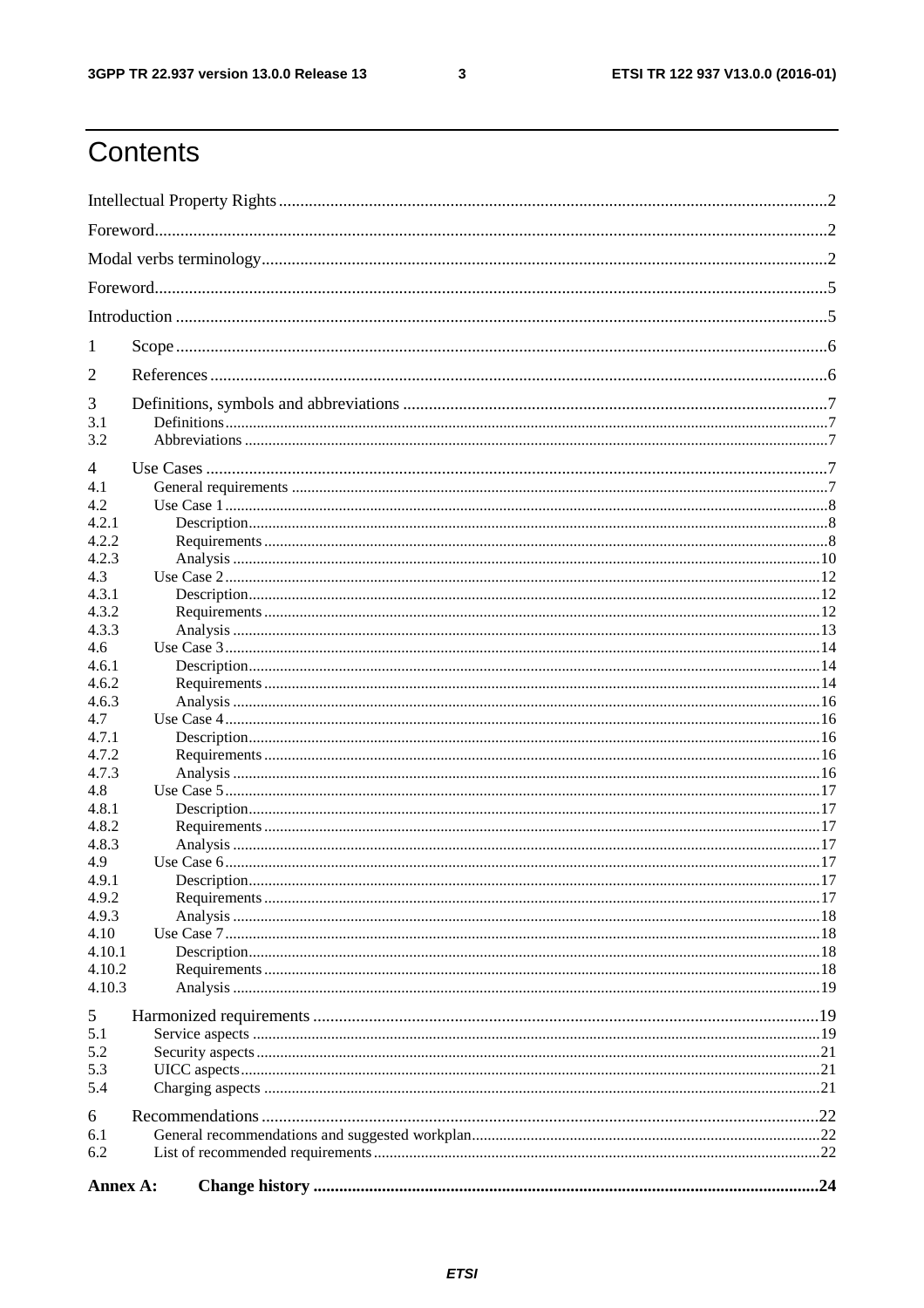# Contents

Intellectual Property Rights .....2

Foreword .....2

Modal verbs terminology .....2

Foreword .....5

Introduction .....5

1 Scope .....6

2 References .....6

3 Definitions, symbols and abbreviations .....7
- 3.1 Definitions .....7
- 3.2 Abbreviations .....7

4 Use Cases .....7
- 4.1 General requirements .....7
- 4.2 Use Case 1 .....8
  - 4.2.1 Description .....8
  - 4.2.2 Requirements .....8
  - 4.2.3 Analysis .....10
- 4.3 Use Case 2 .....12
  - 4.3.1 Description .....12
  - 4.3.2 Requirements .....12
  - 4.3.3 Analysis .....13
- 4.6 Use Case 3 .....14
  - 4.6.1 Description .....14
  - 4.6.2 Requirements .....14
  - 4.6.3 Analysis .....16
- 4.7 Use Case 4 .....16
  - 4.7.1 Description .....16
  - 4.7.2 Requirements .....16
  - 4.7.3 Analysis .....16
- 4.8 Use Case 5 .....17
  - 4.8.1 Description .....17
  - 4.8.2 Requirements .....17
  - 4.8.3 Analysis .....17
- 4.9 Use Case 6 .....17
  - 4.9.1 Description .....17
  - 4.9.2 Requirements .....17
  - 4.9.3 Analysis .....18
- 4.10 Use Case 7 .....18
  - 4.10.1 Description .....18
  - 4.10.2 Requirements .....18
  - 4.10.3 Analysis .....19

5 Harmonized requirements .....19
- 5.1 Service aspects .....19
- 5.2 Security aspects .....21
- 5.3 UICC aspects .....21
- 5.4 Charging aspects .....21

6 Recommendations .....22
- 6.1 General recommendations and suggested workplan .....22
- 6.2 List of recommended requirements .....22

**Annex A: Change history .....24**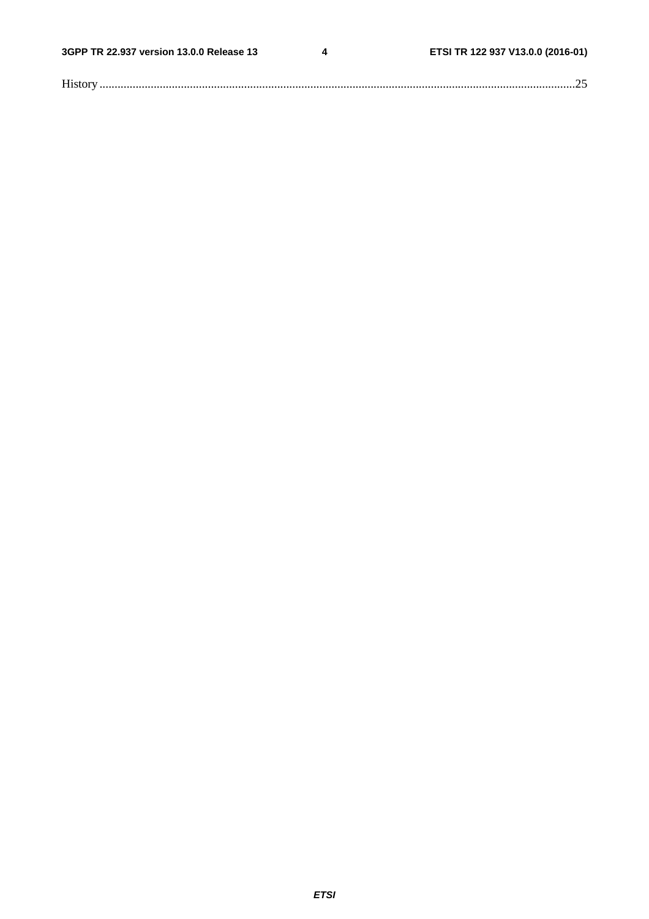History ............................................................................................................................................................25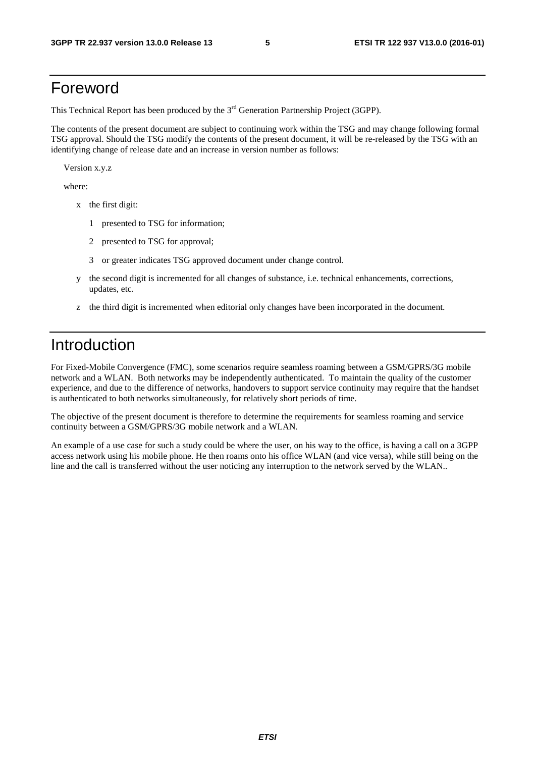# Foreword

This Technical Report has been produced by the 3rd Generation Partnership Project (3GPP).

The contents of the present document are subject to continuing work within the TSG and may change following formal TSG approval. Should the TSG modify the contents of the present document, it will be re-released by the TSG with an identifying change of release date and an increase in version number as follows:

Version x.y.z

where:

- x the first digit:
  - 1 presented to TSG for information;
  - 2 presented to TSG for approval;
  - 3 or greater indicates TSG approved document under change control.
- y the second digit is incremented for all changes of substance, i.e. technical enhancements, corrections, updates, etc.
- z the third digit is incremented when editorial only changes have been incorporated in the document.

# Introduction

For Fixed-Mobile Convergence (FMC), some scenarios require seamless roaming between a GSM/GPRS/3G mobile network and a WLAN. Both networks may be independently authenticated. To maintain the quality of the customer experience, and due to the difference of networks, handovers to support service continuity may require that the handset is authenticated to both networks simultaneously, for relatively short periods of time.

The objective of the present document is therefore to determine the requirements for seamless roaming and service continuity between a GSM/GPRS/3G mobile network and a WLAN.

An example of a use case for such a study could be where the user, on his way to the office, is having a call on a 3GPP access network using his mobile phone. He then roams onto his office WLAN (and vice versa), while still being on the line and the call is transferred without the user noticing any interruption to the network served by the WLAN..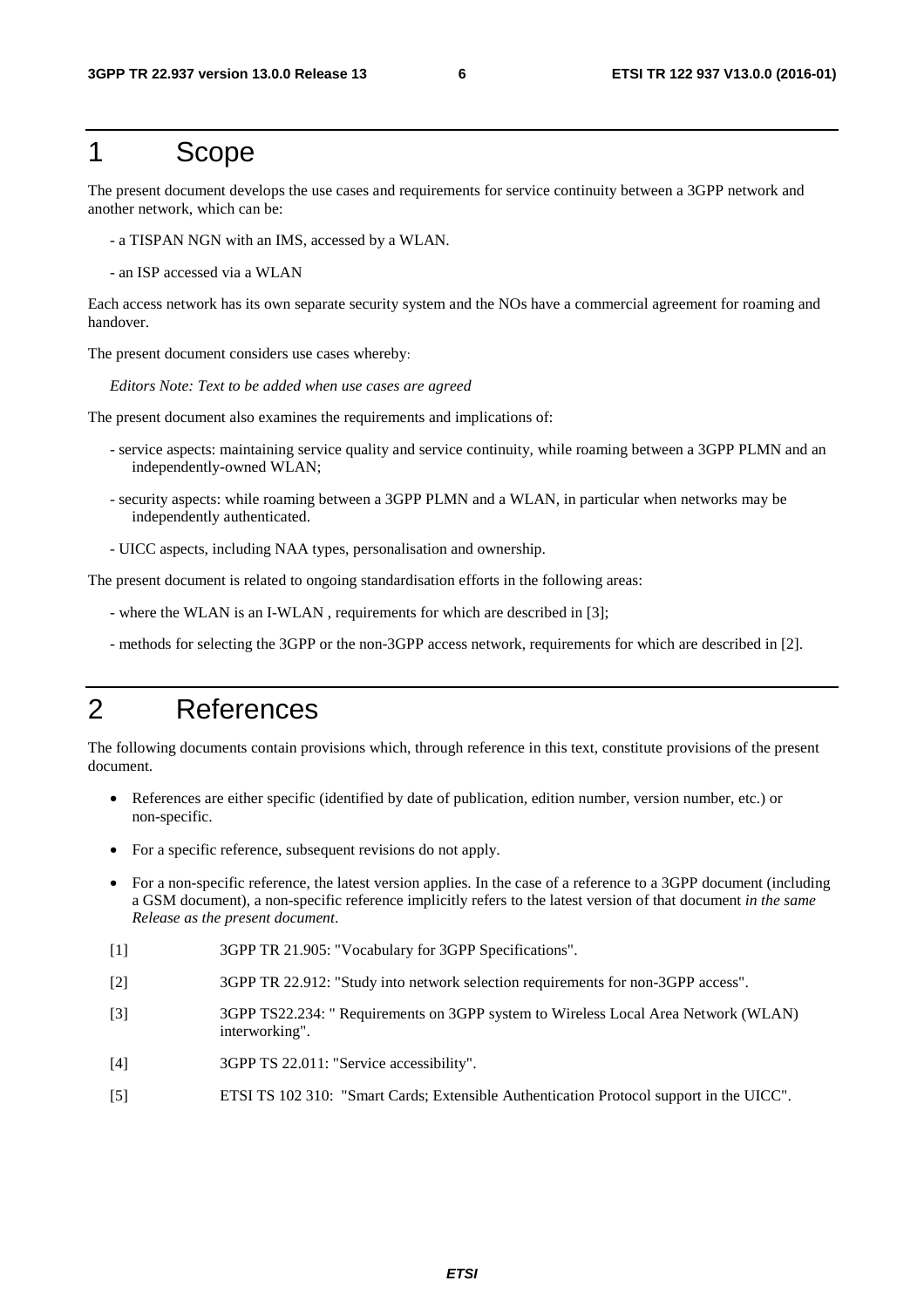# 1 Scope

The present document develops the use cases and requirements for service continuity between a 3GPP network and another network, which can be:

- a TISPAN NGN with an IMS, accessed by a WLAN.
- an ISP accessed via a WLAN

Each access network has its own separate security system and the NOs have a commercial agreement for roaming and handover.

The present document considers use cases whereby:

*Editors Note: Text to be added when use cases are agreed*

The present document also examines the requirements and implications of:

- service aspects: maintaining service quality and service continuity, while roaming between a 3GPP PLMN and an independently-owned WLAN;
- security aspects: while roaming between a 3GPP PLMN and a WLAN, in particular when networks may be independently authenticated.
- UICC aspects, including NAA types, personalisation and ownership.

The present document is related to ongoing standardisation efforts in the following areas:

- where the WLAN is an I-WLAN , requirements for which are described in [3];
- methods for selecting the 3GPP or the non-3GPP access network, requirements for which are described in [2].

# 2 References

The following documents contain provisions which, through reference in this text, constitute provisions of the present document.

- References are either specific (identified by date of publication, edition number, version number, etc.) or non-specific.
- For a specific reference, subsequent revisions do not apply.
- For a non-specific reference, the latest version applies. In the case of a reference to a 3GPP document (including a GSM document), a non-specific reference implicitly refers to the latest version of that document *in the same Release as the present document*.

[1] 3GPP TR 21.905: "Vocabulary for 3GPP Specifications".

[2] 3GPP TR 22.912: "Study into network selection requirements for non-3GPP access".

[3] 3GPP TS22.234: " Requirements on 3GPP system to Wireless Local Area Network (WLAN) interworking".

[4] 3GPP TS 22.011: "Service accessibility".

[5] ETSI TS 102 310: "Smart Cards; Extensible Authentication Protocol support in the UICC".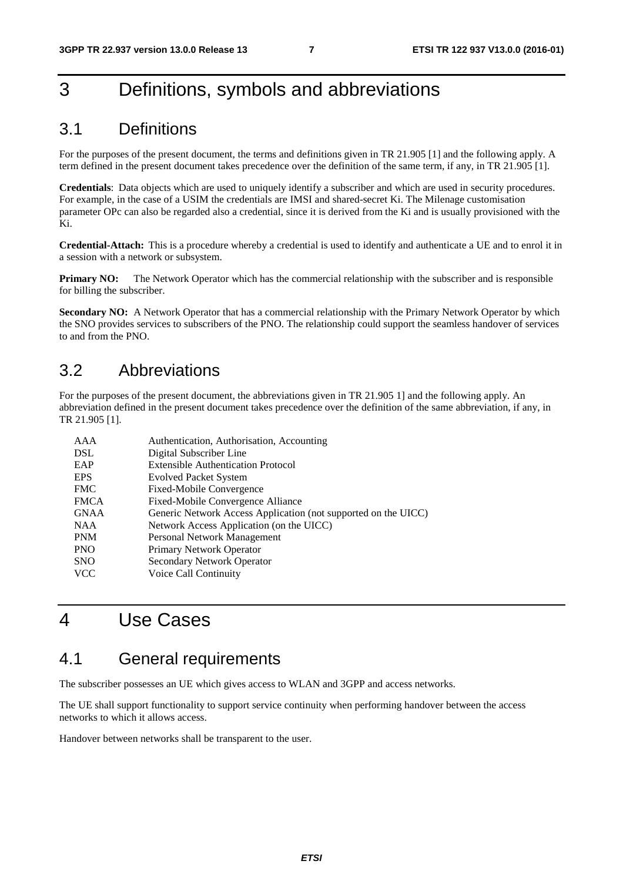# 3 Definitions, symbols and abbreviations

## 3.1 Definitions

For the purposes of the present document, the terms and definitions given in TR 21.905 [1] and the following apply. A term defined in the present document takes precedence over the definition of the same term, if any, in TR 21.905 [1].

**Credentials**: Data objects which are used to uniquely identify a subscriber and which are used in security procedures. For example, in the case of a USIM the credentials are IMSI and shared-secret Ki. The Milenage customisation parameter OPc can also be regarded also a credential, since it is derived from the Ki and is usually provisioned with the Ki.

**Credential-Attach:** This is a procedure whereby a credential is used to identify and authenticate a UE and to enrol it in a session with a network or subsystem.

**Primary NO:** The Network Operator which has the commercial relationship with the subscriber and is responsible for billing the subscriber.

**Secondary NO:** A Network Operator that has a commercial relationship with the Primary Network Operator by which the SNO provides services to subscribers of the PNO. The relationship could support the seamless handover of services to and from the PNO.

## 3.2 Abbreviations

For the purposes of the present document, the abbreviations given in TR 21.905 1] and the following apply. An abbreviation defined in the present document takes precedence over the definition of the same abbreviation, if any, in TR 21.905 [1].

| | |
|---|---|
| AAA | Authentication, Authorisation, Accounting |
| DSL | Digital Subscriber Line |
| EAP | Extensible Authentication Protocol |
| EPS | Evolved Packet System |
| FMC | Fixed-Mobile Convergence |
| FMCA | Fixed-Mobile Convergence Alliance |
| GNAA | Generic Network Access Application (not supported on the UICC) |
| NAA | Network Access Application (on the UICC) |
| PNM | Personal Network Management |
| PNO | Primary Network Operator |
| SNO | Secondary Network Operator |
| VCC | Voice Call Continuity |

# 4 Use Cases

## 4.1 General requirements

The subscriber possesses an UE which gives access to WLAN and 3GPP and access networks.

The UE shall support functionality to support service continuity when performing handover between the access networks to which it allows access.

Handover between networks shall be transparent to the user.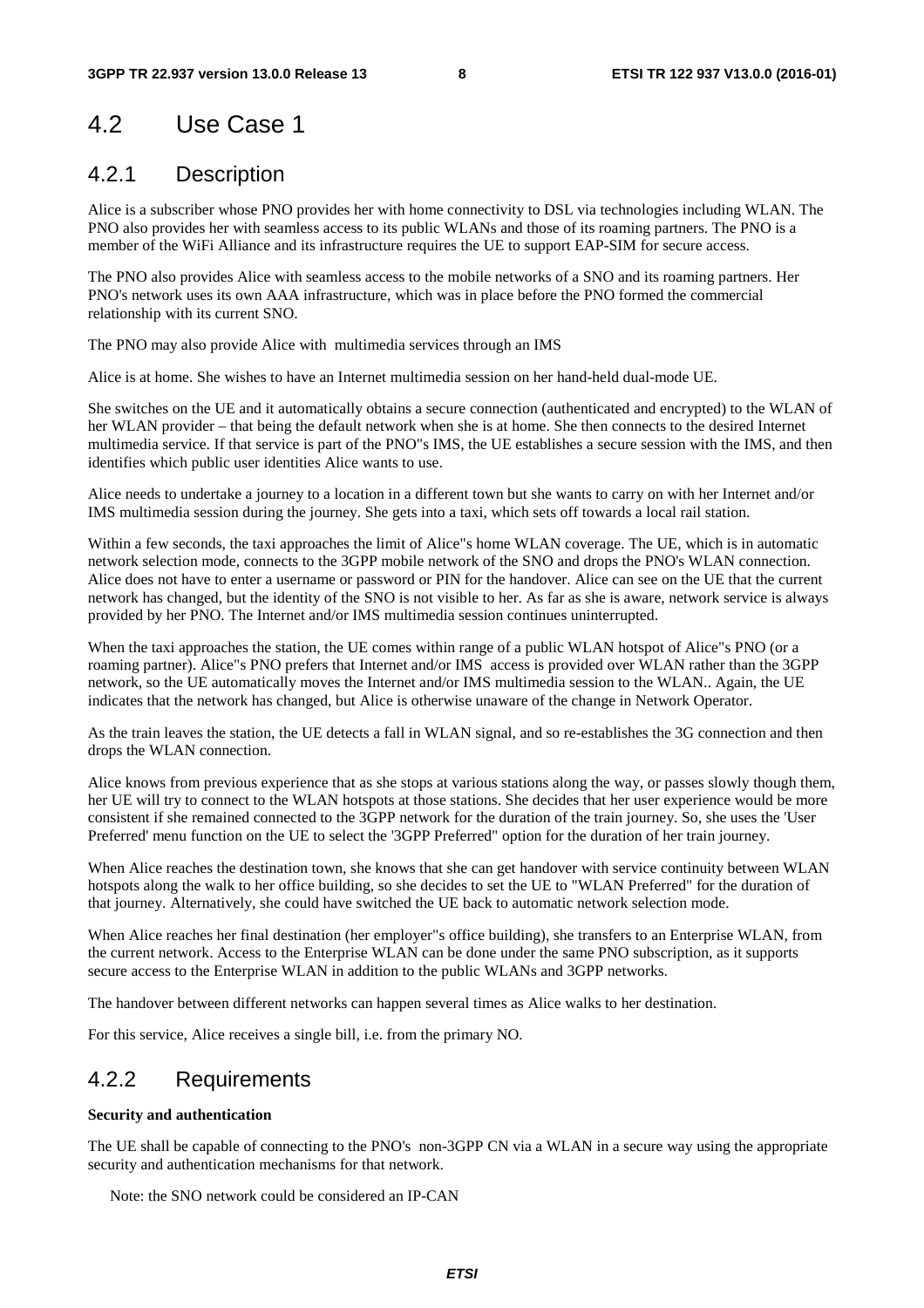## 4.2 Use Case 1

### 4.2.1 Description

Alice is a subscriber whose PNO provides her with home connectivity to DSL via technologies including WLAN. The PNO also provides her with seamless access to its public WLANs and those of its roaming partners. The PNO is a member of the WiFi Alliance and its infrastructure requires the UE to support EAP-SIM for secure access.

The PNO also provides Alice with seamless access to the mobile networks of a SNO and its roaming partners. Her PNO's network uses its own AAA infrastructure, which was in place before the PNO formed the commercial relationship with its current SNO.

The PNO may also provide Alice with multimedia services through an IMS

Alice is at home. She wishes to have an Internet multimedia session on her hand-held dual-mode UE.

She switches on the UE and it automatically obtains a secure connection (authenticated and encrypted) to the WLAN of her WLAN provider – that being the default network when she is at home. She then connects to the desired Internet multimedia service. If that service is part of the PNO"s IMS, the UE establishes a secure session with the IMS, and then identifies which public user identities Alice wants to use.

Alice needs to undertake a journey to a location in a different town but she wants to carry on with her Internet and/or IMS multimedia session during the journey. She gets into a taxi, which sets off towards a local rail station.

Within a few seconds, the taxi approaches the limit of Alice"s home WLAN coverage. The UE, which is in automatic network selection mode, connects to the 3GPP mobile network of the SNO and drops the PNO's WLAN connection. Alice does not have to enter a username or password or PIN for the handover. Alice can see on the UE that the current network has changed, but the identity of the SNO is not visible to her. As far as she is aware, network service is always provided by her PNO. The Internet and/or IMS multimedia session continues uninterrupted.

When the taxi approaches the station, the UE comes within range of a public WLAN hotspot of Alice"s PNO (or a roaming partner). Alice"s PNO prefers that Internet and/or IMS access is provided over WLAN rather than the 3GPP network, so the UE automatically moves the Internet and/or IMS multimedia session to the WLAN.. Again, the UE indicates that the network has changed, but Alice is otherwise unaware of the change in Network Operator.

As the train leaves the station, the UE detects a fall in WLAN signal, and so re-establishes the 3G connection and then drops the WLAN connection.

Alice knows from previous experience that as she stops at various stations along the way, or passes slowly though them, her UE will try to connect to the WLAN hotspots at those stations. She decides that her user experience would be more consistent if she remained connected to the 3GPP network for the duration of the train journey. So, she uses the 'User Preferred' menu function on the UE to select the '3GPP Preferred" option for the duration of her train journey.

When Alice reaches the destination town, she knows that she can get handover with service continuity between WLAN hotspots along the walk to her office building, so she decides to set the UE to "WLAN Preferred" for the duration of that journey. Alternatively, she could have switched the UE back to automatic network selection mode.

When Alice reaches her final destination (her employer"s office building), she transfers to an Enterprise WLAN, from the current network. Access to the Enterprise WLAN can be done under the same PNO subscription, as it supports secure access to the Enterprise WLAN in addition to the public WLANs and 3GPP networks.

The handover between different networks can happen several times as Alice walks to her destination.

For this service, Alice receives a single bill, i.e. from the primary NO.

### 4.2.2 Requirements

**Security and authentication**

The UE shall be capable of connecting to the PNO's non-3GPP CN via a WLAN in a secure way using the appropriate security and authentication mechanisms for that network.

Note: the SNO network could be considered an IP-CAN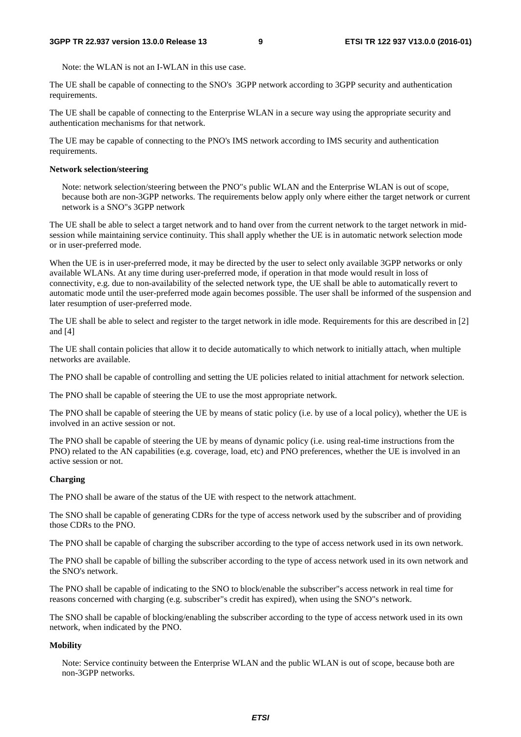Note: the WLAN is not an I-WLAN in this use case.

The UE shall be capable of connecting to the SNO's 3GPP network according to 3GPP security and authentication requirements.

The UE shall be capable of connecting to the Enterprise WLAN in a secure way using the appropriate security and authentication mechanisms for that network.

The UE may be capable of connecting to the PNO's IMS network according to IMS security and authentication requirements.

**Network selection/steering**

Note: network selection/steering between the PNO"s public WLAN and the Enterprise WLAN is out of scope, because both are non-3GPP networks. The requirements below apply only where either the target network or current network is a SNO"s 3GPP network

The UE shall be able to select a target network and to hand over from the current network to the target network in mid-session while maintaining service continuity. This shall apply whether the UE is in automatic network selection mode or in user-preferred mode.

When the UE is in user-preferred mode, it may be directed by the user to select only available 3GPP networks or only available WLANs. At any time during user-preferred mode, if operation in that mode would result in loss of connectivity, e.g. due to non-availability of the selected network type, the UE shall be able to automatically revert to automatic mode until the user-preferred mode again becomes possible. The user shall be informed of the suspension and later resumption of user-preferred mode.

The UE shall be able to select and register to the target network in idle mode. Requirements for this are described in [2] and [4]

The UE shall contain policies that allow it to decide automatically to which network to initially attach, when multiple networks are available.

The PNO shall be capable of controlling and setting the UE policies related to initial attachment for network selection.

The PNO shall be capable of steering the UE to use the most appropriate network.

The PNO shall be capable of steering the UE by means of static policy (i.e. by use of a local policy), whether the UE is involved in an active session or not.

The PNO shall be capable of steering the UE by means of dynamic policy (i.e. using real-time instructions from the PNO) related to the AN capabilities (e.g. coverage, load, etc) and PNO preferences, whether the UE is involved in an active session or not.

**Charging**

The PNO shall be aware of the status of the UE with respect to the network attachment.

The SNO shall be capable of generating CDRs for the type of access network used by the subscriber and of providing those CDRs to the PNO.

The PNO shall be capable of charging the subscriber according to the type of access network used in its own network.

The PNO shall be capable of billing the subscriber according to the type of access network used in its own network and the SNO's network.

The PNO shall be capable of indicating to the SNO to block/enable the subscriber"s access network in real time for reasons concerned with charging (e.g. subscriber"s credit has expired), when using the SNO"s network.

The SNO shall be capable of blocking/enabling the subscriber according to the type of access network used in its own network, when indicated by the PNO.

**Mobility**

Note: Service continuity between the Enterprise WLAN and the public WLAN is out of scope, because both are non-3GPP networks.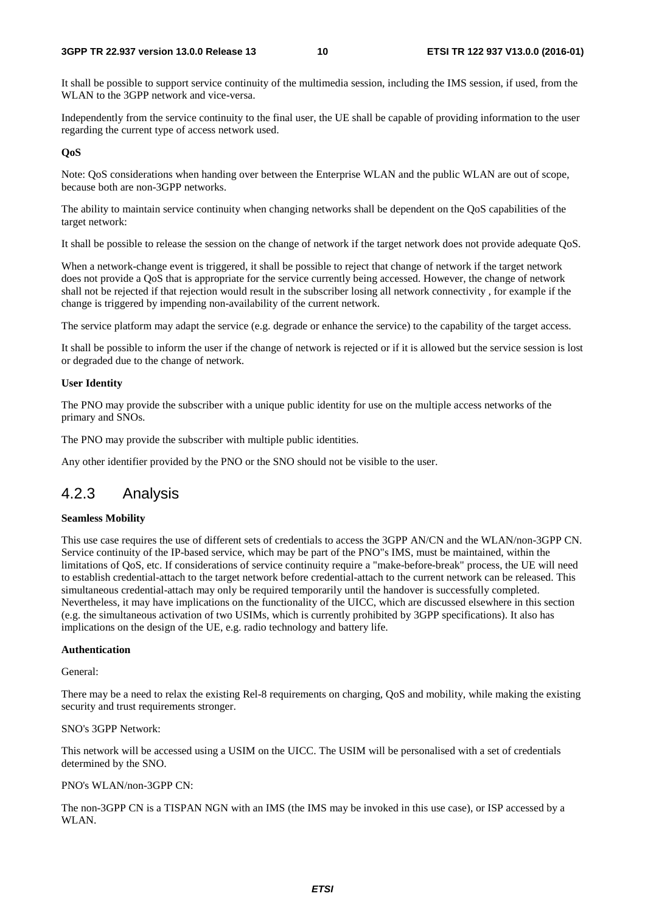It shall be possible to support service continuity of the multimedia session, including the IMS session, if used, from the WLAN to the 3GPP network and vice-versa.

Independently from the service continuity to the final user, the UE shall be capable of providing information to the user regarding the current type of access network used.

**QoS**

Note: QoS considerations when handing over between the Enterprise WLAN and the public WLAN are out of scope, because both are non-3GPP networks.

The ability to maintain service continuity when changing networks shall be dependent on the QoS capabilities of the target network:

It shall be possible to release the session on the change of network if the target network does not provide adequate QoS.

When a network-change event is triggered, it shall be possible to reject that change of network if the target network does not provide a QoS that is appropriate for the service currently being accessed. However, the change of network shall not be rejected if that rejection would result in the subscriber losing all network connectivity , for example if the change is triggered by impending non-availability of the current network.

The service platform may adapt the service (e.g. degrade or enhance the service) to the capability of the target access.

It shall be possible to inform the user if the change of network is rejected or if it is allowed but the service session is lost or degraded due to the change of network.

**User Identity**

The PNO may provide the subscriber with a unique public identity for use on the multiple access networks of the primary and SNOs.

The PNO may provide the subscriber with multiple public identities.

Any other identifier provided by the PNO or the SNO should not be visible to the user.

### 4.2.3 Analysis

**Seamless Mobility**

This use case requires the use of different sets of credentials to access the 3GPP AN/CN and the WLAN/non-3GPP CN. Service continuity of the IP-based service, which may be part of the PNO"s IMS, must be maintained, within the limitations of QoS, etc. If considerations of service continuity require a "make-before-break" process, the UE will need to establish credential-attach to the target network before credential-attach to the current network can be released. This simultaneous credential-attach may only be required temporarily until the handover is successfully completed. Nevertheless, it may have implications on the functionality of the UICC, which are discussed elsewhere in this section (e.g. the simultaneous activation of two USIMs, which is currently prohibited by 3GPP specifications). It also has implications on the design of the UE, e.g. radio technology and battery life.

**Authentication**

General:

There may be a need to relax the existing Rel-8 requirements on charging, QoS and mobility, while making the existing security and trust requirements stronger.

SNO's 3GPP Network:

This network will be accessed using a USIM on the UICC. The USIM will be personalised with a set of credentials determined by the SNO.

PNO's WLAN/non-3GPP CN:

The non-3GPP CN is a TISPAN NGN with an IMS (the IMS may be invoked in this use case), or ISP accessed by a WLAN.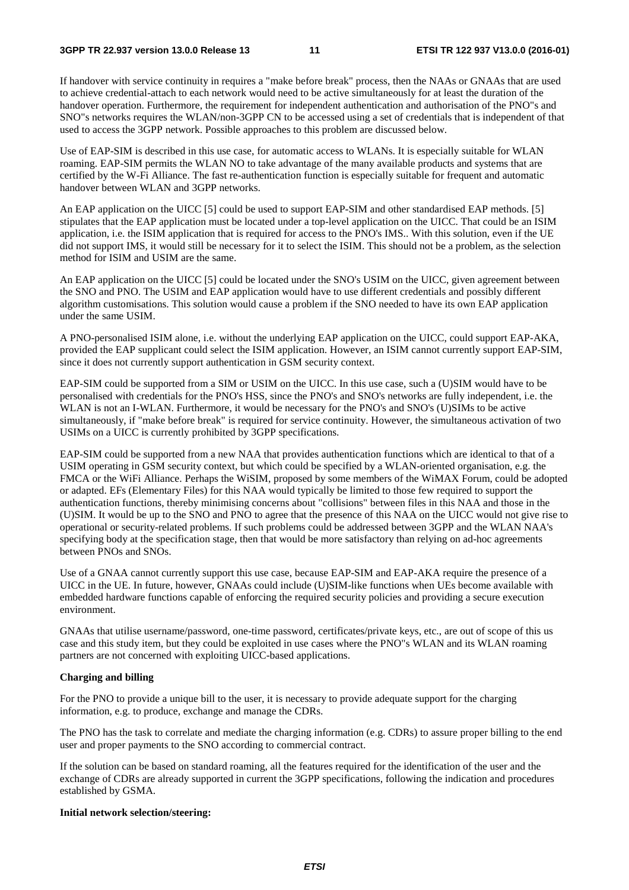If handover with service continuity in requires a "make before break" process, then the NAAs or GNAAs that are used to achieve credential-attach to each network would need to be active simultaneously for at least the duration of the handover operation. Furthermore, the requirement for independent authentication and authorisation of the PNO"s and SNO"s networks requires the WLAN/non-3GPP CN to be accessed using a set of credentials that is independent of that used to access the 3GPP network. Possible approaches to this problem are discussed below.

Use of EAP-SIM is described in this use case, for automatic access to WLANs. It is especially suitable for WLAN roaming. EAP-SIM permits the WLAN NO to take advantage of the many available products and systems that are certified by the W-Fi Alliance. The fast re-authentication function is especially suitable for frequent and automatic handover between WLAN and 3GPP networks.

An EAP application on the UICC [5] could be used to support EAP-SIM and other standardised EAP methods. [5] stipulates that the EAP application must be located under a top-level application on the UICC. That could be an ISIM application, i.e. the ISIM application that is required for access to the PNO's IMS.. With this solution, even if the UE did not support IMS, it would still be necessary for it to select the ISIM. This should not be a problem, as the selection method for ISIM and USIM are the same.

An EAP application on the UICC [5] could be located under the SNO's USIM on the UICC, given agreement between the SNO and PNO. The USIM and EAP application would have to use different credentials and possibly different algorithm customisations. This solution would cause a problem if the SNO needed to have its own EAP application under the same USIM.

A PNO-personalised ISIM alone, i.e. without the underlying EAP application on the UICC, could support EAP-AKA, provided the EAP supplicant could select the ISIM application. However, an ISIM cannot currently support EAP-SIM, since it does not currently support authentication in GSM security context.

EAP-SIM could be supported from a SIM or USIM on the UICC. In this use case, such a (U)SIM would have to be personalised with credentials for the PNO's HSS, since the PNO's and SNO's networks are fully independent, i.e. the WLAN is not an I-WLAN. Furthermore, it would be necessary for the PNO's and SNO's (U)SIMs to be active simultaneously, if "make before break" is required for service continuity. However, the simultaneous activation of two USIMs on a UICC is currently prohibited by 3GPP specifications.

EAP-SIM could be supported from a new NAA that provides authentication functions which are identical to that of a USIM operating in GSM security context, but which could be specified by a WLAN-oriented organisation, e.g. the FMCA or the WiFi Alliance. Perhaps the WiSIM, proposed by some members of the WiMAX Forum, could be adopted or adapted. EFs (Elementary Files) for this NAA would typically be limited to those few required to support the authentication functions, thereby minimising concerns about "collisions" between files in this NAA and those in the (U)SIM. It would be up to the SNO and PNO to agree that the presence of this NAA on the UICC would not give rise to operational or security-related problems. If such problems could be addressed between 3GPP and the WLAN NAA's specifying body at the specification stage, then that would be more satisfactory than relying on ad-hoc agreements between PNOs and SNOs.

Use of a GNAA cannot currently support this use case, because EAP-SIM and EAP-AKA require the presence of a UICC in the UE. In future, however, GNAAs could include (U)SIM-like functions when UEs become available with embedded hardware functions capable of enforcing the required security policies and providing a secure execution environment.

GNAAs that utilise username/password, one-time password, certificates/private keys, etc., are out of scope of this us case and this study item, but they could be exploited in use cases where the PNO"s WLAN and its WLAN roaming partners are not concerned with exploiting UICC-based applications.

**Charging and billing**

For the PNO to provide a unique bill to the user, it is necessary to provide adequate support for the charging information, e.g. to produce, exchange and manage the CDRs.

The PNO has the task to correlate and mediate the charging information (e.g. CDRs) to assure proper billing to the end user and proper payments to the SNO according to commercial contract.

If the solution can be based on standard roaming, all the features required for the identification of the user and the exchange of CDRs are already supported in current the 3GPP specifications, following the indication and procedures established by GSMA.

**Initial network selection/steering:**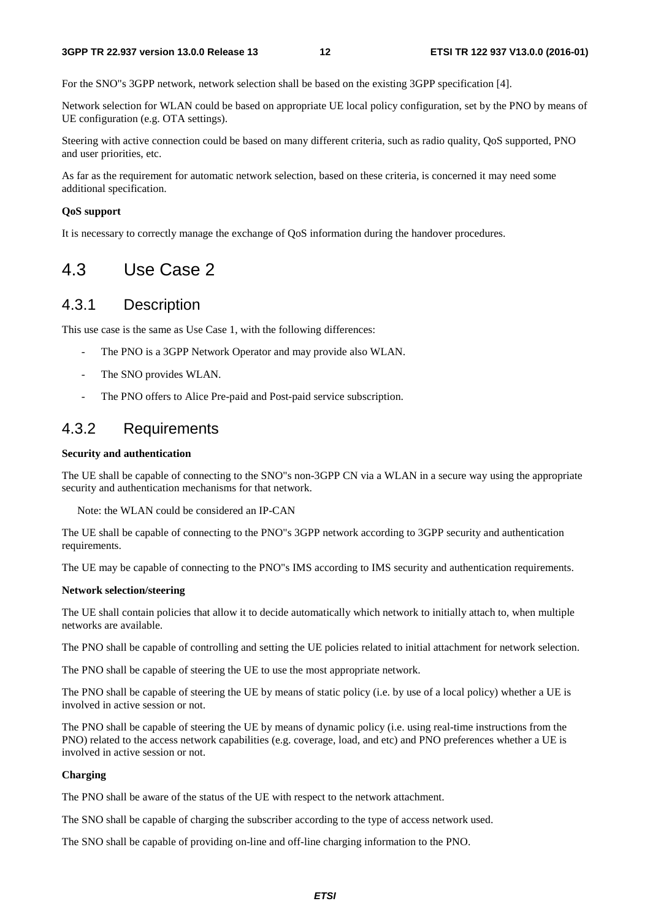For the SNO"s 3GPP network, network selection shall be based on the existing 3GPP specification [4].

Network selection for WLAN could be based on appropriate UE local policy configuration, set by the PNO by means of UE configuration (e.g. OTA settings).

Steering with active connection could be based on many different criteria, such as radio quality, QoS supported, PNO and user priorities, etc.

As far as the requirement for automatic network selection, based on these criteria, is concerned it may need some additional specification.

**QoS support**

It is necessary to correctly manage the exchange of QoS information during the handover procedures.

## 4.3 Use Case 2

### 4.3.1 Description

This use case is the same as Use Case 1, with the following differences:

- The PNO is a 3GPP Network Operator and may provide also WLAN.
- The SNO provides WLAN.
- The PNO offers to Alice Pre-paid and Post-paid service subscription.

### 4.3.2 Requirements

**Security and authentication**

The UE shall be capable of connecting to the SNO"s non-3GPP CN via a WLAN in a secure way using the appropriate security and authentication mechanisms for that network.

Note: the WLAN could be considered an IP-CAN

The UE shall be capable of connecting to the PNO"s 3GPP network according to 3GPP security and authentication requirements.

The UE may be capable of connecting to the PNO"s IMS according to IMS security and authentication requirements.

**Network selection/steering**

The UE shall contain policies that allow it to decide automatically which network to initially attach to, when multiple networks are available.

The PNO shall be capable of controlling and setting the UE policies related to initial attachment for network selection.

The PNO shall be capable of steering the UE to use the most appropriate network.

The PNO shall be capable of steering the UE by means of static policy (i.e. by use of a local policy) whether a UE is involved in active session or not.

The PNO shall be capable of steering the UE by means of dynamic policy (i.e. using real-time instructions from the PNO) related to the access network capabilities (e.g. coverage, load, and etc) and PNO preferences whether a UE is involved in active session or not.

**Charging**

The PNO shall be aware of the status of the UE with respect to the network attachment.

The SNO shall be capable of charging the subscriber according to the type of access network used.

The SNO shall be capable of providing on-line and off-line charging information to the PNO.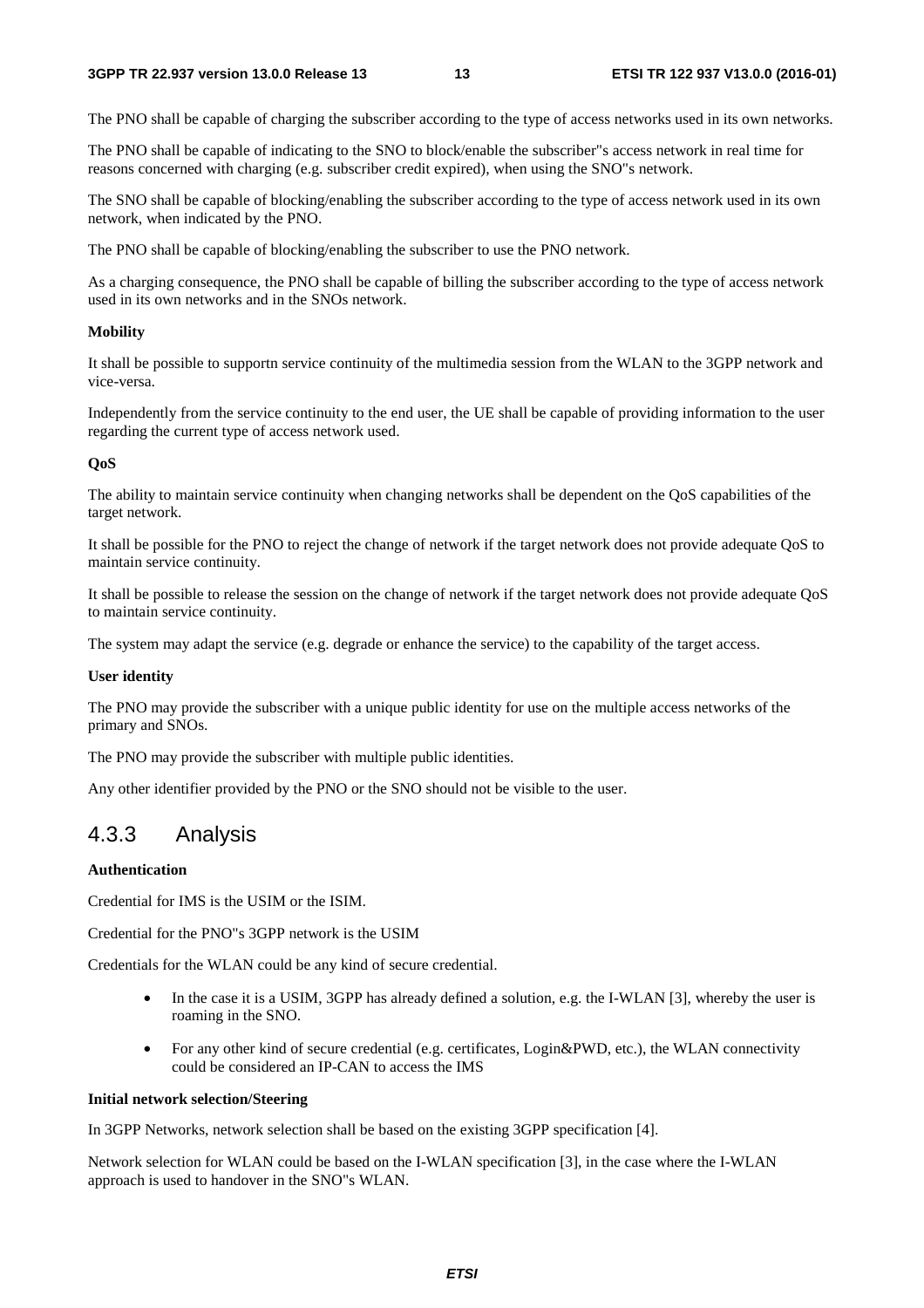The PNO shall be capable of charging the subscriber according to the type of access networks used in its own networks.

The PNO shall be capable of indicating to the SNO to block/enable the subscriber"s access network in real time for reasons concerned with charging (e.g. subscriber credit expired), when using the SNO"s network.

The SNO shall be capable of blocking/enabling the subscriber according to the type of access network used in its own network, when indicated by the PNO.

The PNO shall be capable of blocking/enabling the subscriber to use the PNO network.

As a charging consequence, the PNO shall be capable of billing the subscriber according to the type of access network used in its own networks and in the SNOs network.

**Mobility**

It shall be possible to supportn service continuity of the multimedia session from the WLAN to the 3GPP network and vice-versa.

Independently from the service continuity to the end user, the UE shall be capable of providing information to the user regarding the current type of access network used.

**QoS**

The ability to maintain service continuity when changing networks shall be dependent on the QoS capabilities of the target network.

It shall be possible for the PNO to reject the change of network if the target network does not provide adequate QoS to maintain service continuity.

It shall be possible to release the session on the change of network if the target network does not provide adequate QoS to maintain service continuity.

The system may adapt the service (e.g. degrade or enhance the service) to the capability of the target access.

**User identity**

The PNO may provide the subscriber with a unique public identity for use on the multiple access networks of the primary and SNOs.

The PNO may provide the subscriber with multiple public identities.

Any other identifier provided by the PNO or the SNO should not be visible to the user.

### 4.3.3 Analysis

**Authentication**

Credential for IMS is the USIM or the ISIM.

Credential for the PNO"s 3GPP network is the USIM

Credentials for the WLAN could be any kind of secure credential.

- In the case it is a USIM, 3GPP has already defined a solution, e.g. the I-WLAN [3], whereby the user is roaming in the SNO.
- For any other kind of secure credential (e.g. certificates, Login&PWD, etc.), the WLAN connectivity could be considered an IP-CAN to access the IMS

**Initial network selection/Steering**

In 3GPP Networks, network selection shall be based on the existing 3GPP specification [4].

Network selection for WLAN could be based on the I-WLAN specification [3], in the case where the I-WLAN approach is used to handover in the SNO"s WLAN.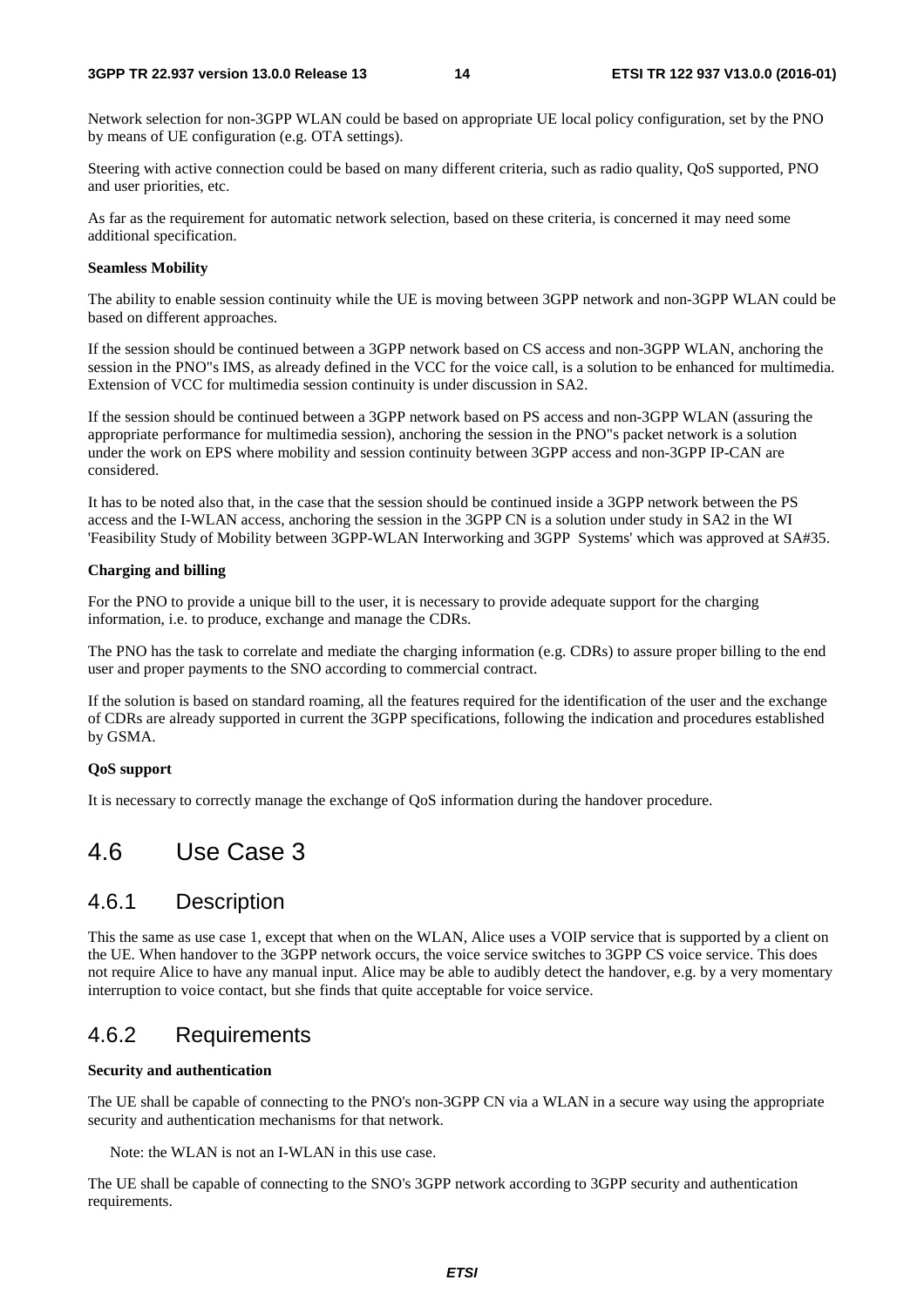Network selection for non-3GPP WLAN could be based on appropriate UE local policy configuration, set by the PNO by means of UE configuration (e.g. OTA settings).

Steering with active connection could be based on many different criteria, such as radio quality, QoS supported, PNO and user priorities, etc.

As far as the requirement for automatic network selection, based on these criteria, is concerned it may need some additional specification.

**Seamless Mobility**

The ability to enable session continuity while the UE is moving between 3GPP network and non-3GPP WLAN could be based on different approaches.

If the session should be continued between a 3GPP network based on CS access and non-3GPP WLAN, anchoring the session in the PNO"s IMS, as already defined in the VCC for the voice call, is a solution to be enhanced for multimedia. Extension of VCC for multimedia session continuity is under discussion in SA2.

If the session should be continued between a 3GPP network based on PS access and non-3GPP WLAN (assuring the appropriate performance for multimedia session), anchoring the session in the PNO"s packet network is a solution under the work on EPS where mobility and session continuity between 3GPP access and non-3GPP IP-CAN are considered.

It has to be noted also that, in the case that the session should be continued inside a 3GPP network between the PS access and the I-WLAN access, anchoring the session in the 3GPP CN is a solution under study in SA2 in the WI 'Feasibility Study of Mobility between 3GPP-WLAN Interworking and 3GPP Systems' which was approved at SA#35.

**Charging and billing**

For the PNO to provide a unique bill to the user, it is necessary to provide adequate support for the charging information, i.e. to produce, exchange and manage the CDRs.

The PNO has the task to correlate and mediate the charging information (e.g. CDRs) to assure proper billing to the end user and proper payments to the SNO according to commercial contract.

If the solution is based on standard roaming, all the features required for the identification of the user and the exchange of CDRs are already supported in current the 3GPP specifications, following the indication and procedures established by GSMA.

**QoS support**

It is necessary to correctly manage the exchange of QoS information during the handover procedure.

## 4.6 Use Case 3

### 4.6.1 Description

This the same as use case 1, except that when on the WLAN, Alice uses a VOIP service that is supported by a client on the UE. When handover to the 3GPP network occurs, the voice service switches to 3GPP CS voice service. This does not require Alice to have any manual input. Alice may be able to audibly detect the handover, e.g. by a very momentary interruption to voice contact, but she finds that quite acceptable for voice service.

### 4.6.2 Requirements

**Security and authentication**

The UE shall be capable of connecting to the PNO's non-3GPP CN via a WLAN in a secure way using the appropriate security and authentication mechanisms for that network.

Note: the WLAN is not an I-WLAN in this use case.

The UE shall be capable of connecting to the SNO's 3GPP network according to 3GPP security and authentication requirements.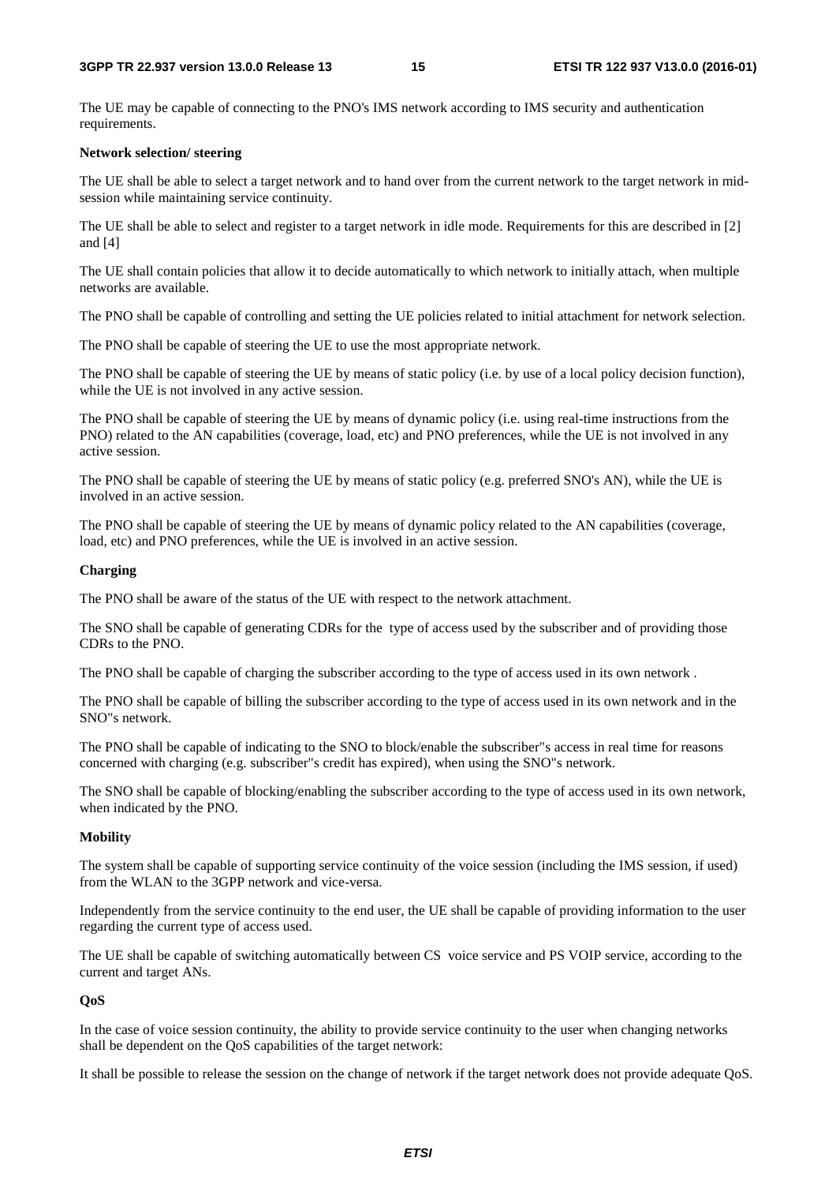The UE may be capable of connecting to the PNO's IMS network according to IMS security and authentication requirements.

**Network selection/ steering**

The UE shall be able to select a target network and to hand over from the current network to the target network in mid-session while maintaining service continuity.

The UE shall be able to select and register to a target network in idle mode. Requirements for this are described in [2] and [4]

The UE shall contain policies that allow it to decide automatically to which network to initially attach, when multiple networks are available.

The PNO shall be capable of controlling and setting the UE policies related to initial attachment for network selection.

The PNO shall be capable of steering the UE to use the most appropriate network.

The PNO shall be capable of steering the UE by means of static policy (i.e. by use of a local policy decision function), while the UE is not involved in any active session.

The PNO shall be capable of steering the UE by means of dynamic policy (i.e. using real-time instructions from the PNO) related to the AN capabilities (coverage, load, etc) and PNO preferences, while the UE is not involved in any active session.

The PNO shall be capable of steering the UE by means of static policy (e.g. preferred SNO's AN), while the UE is involved in an active session.

The PNO shall be capable of steering the UE by means of dynamic policy related to the AN capabilities (coverage, load, etc) and PNO preferences, while the UE is involved in an active session.

**Charging**

The PNO shall be aware of the status of the UE with respect to the network attachment.

The SNO shall be capable of generating CDRs for the type of access used by the subscriber and of providing those CDRs to the PNO.

The PNO shall be capable of charging the subscriber according to the type of access used in its own network .

The PNO shall be capable of billing the subscriber according to the type of access used in its own network and in the SNO"s network.

The PNO shall be capable of indicating to the SNO to block/enable the subscriber"s access in real time for reasons concerned with charging (e.g. subscriber"s credit has expired), when using the SNO"s network.

The SNO shall be capable of blocking/enabling the subscriber according to the type of access used in its own network, when indicated by the PNO.

**Mobility**

The system shall be capable of supporting service continuity of the voice session (including the IMS session, if used) from the WLAN to the 3GPP network and vice-versa.

Independently from the service continuity to the end user, the UE shall be capable of providing information to the user regarding the current type of access used.

The UE shall be capable of switching automatically between CS voice service and PS VOIP service, according to the current and target ANs.

**QoS**

In the case of voice session continuity, the ability to provide service continuity to the user when changing networks shall be dependent on the QoS capabilities of the target network:

It shall be possible to release the session on the change of network if the target network does not provide adequate QoS.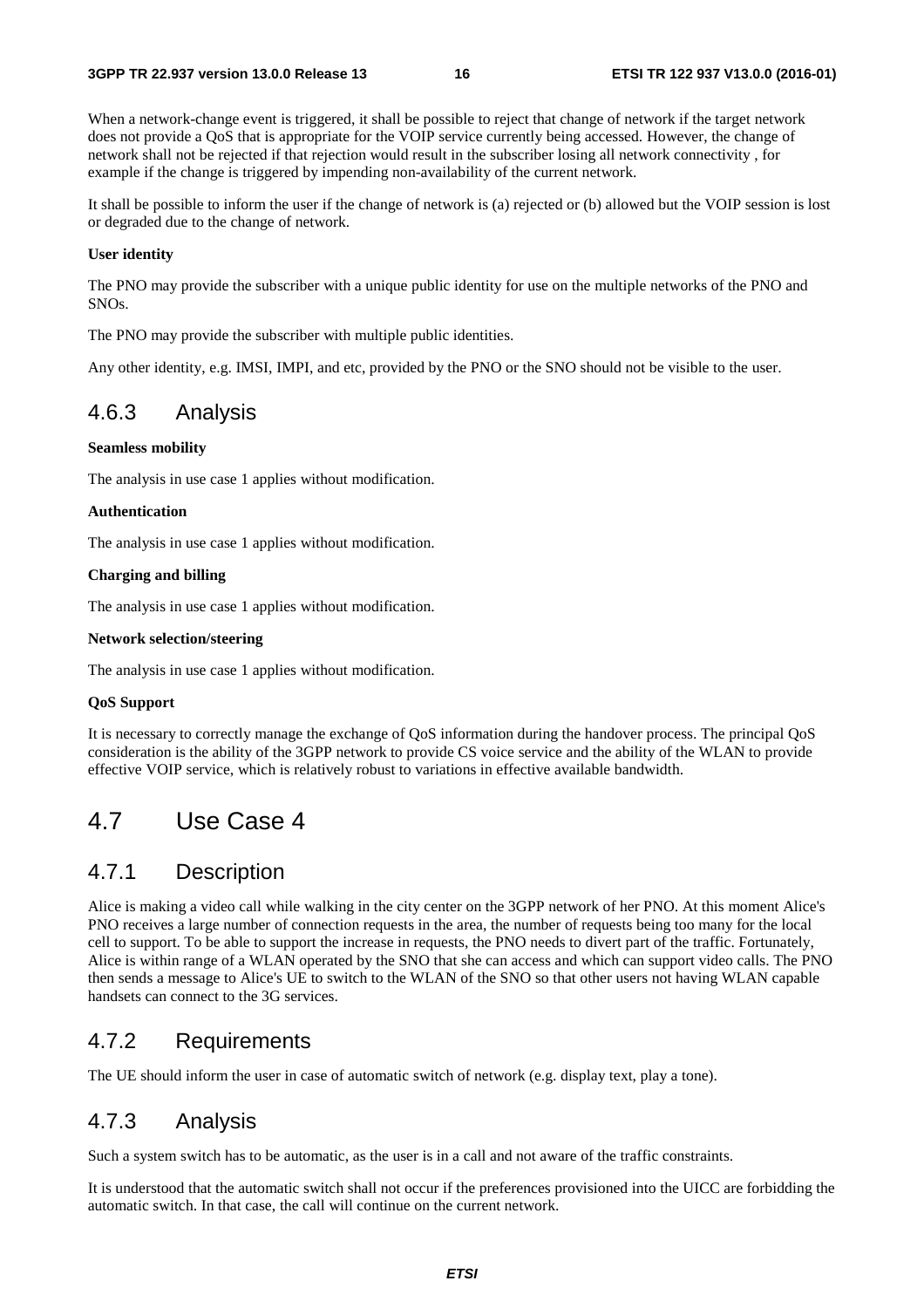When a network-change event is triggered, it shall be possible to reject that change of network if the target network does not provide a QoS that is appropriate for the VOIP service currently being accessed. However, the change of network shall not be rejected if that rejection would result in the subscriber losing all network connectivity , for example if the change is triggered by impending non-availability of the current network.

It shall be possible to inform the user if the change of network is (a) rejected or (b) allowed but the VOIP session is lost or degraded due to the change of network.

**User identity**

The PNO may provide the subscriber with a unique public identity for use on the multiple networks of the PNO and SNOs.

The PNO may provide the subscriber with multiple public identities.

Any other identity, e.g. IMSI, IMPI, and etc, provided by the PNO or the SNO should not be visible to the user.

### 4.6.3 Analysis

**Seamless mobility**

The analysis in use case 1 applies without modification.

**Authentication**

The analysis in use case 1 applies without modification.

**Charging and billing**

The analysis in use case 1 applies without modification.

**Network selection/steering**

The analysis in use case 1 applies without modification.

**QoS Support**

It is necessary to correctly manage the exchange of QoS information during the handover process. The principal QoS consideration is the ability of the 3GPP network to provide CS voice service and the ability of the WLAN to provide effective VOIP service, which is relatively robust to variations in effective available bandwidth.

## 4.7 Use Case 4

### 4.7.1 Description

Alice is making a video call while walking in the city center on the 3GPP network of her PNO. At this moment Alice's PNO receives a large number of connection requests in the area, the number of requests being too many for the local cell to support. To be able to support the increase in requests, the PNO needs to divert part of the traffic. Fortunately, Alice is within range of a WLAN operated by the SNO that she can access and which can support video calls. The PNO then sends a message to Alice's UE to switch to the WLAN of the SNO so that other users not having WLAN capable handsets can connect to the 3G services.

### 4.7.2 Requirements

The UE should inform the user in case of automatic switch of network (e.g. display text, play a tone).

### 4.7.3 Analysis

Such a system switch has to be automatic, as the user is in a call and not aware of the traffic constraints.

It is understood that the automatic switch shall not occur if the preferences provisioned into the UICC are forbidding the automatic switch. In that case, the call will continue on the current network.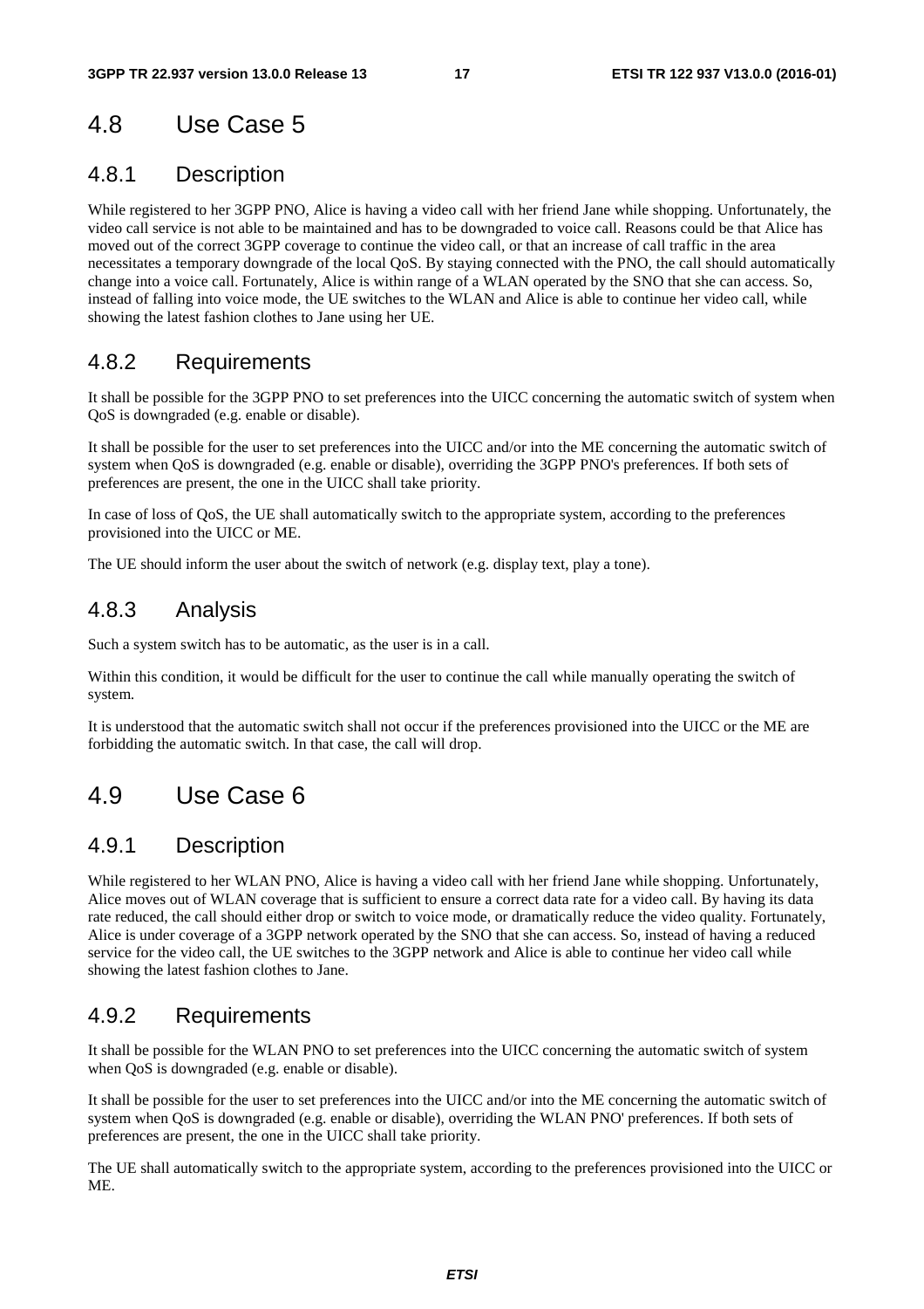## 4.8 Use Case 5

### 4.8.1 Description

While registered to her 3GPP PNO, Alice is having a video call with her friend Jane while shopping. Unfortunately, the video call service is not able to be maintained and has to be downgraded to voice call. Reasons could be that Alice has moved out of the correct 3GPP coverage to continue the video call, or that an increase of call traffic in the area necessitates a temporary downgrade of the local QoS. By staying connected with the PNO, the call should automatically change into a voice call. Fortunately, Alice is within range of a WLAN operated by the SNO that she can access. So, instead of falling into voice mode, the UE switches to the WLAN and Alice is able to continue her video call, while showing the latest fashion clothes to Jane using her UE.

### 4.8.2 Requirements

It shall be possible for the 3GPP PNO to set preferences into the UICC concerning the automatic switch of system when QoS is downgraded (e.g. enable or disable).

It shall be possible for the user to set preferences into the UICC and/or into the ME concerning the automatic switch of system when QoS is downgraded (e.g. enable or disable), overriding the 3GPP PNO's preferences. If both sets of preferences are present, the one in the UICC shall take priority.

In case of loss of QoS, the UE shall automatically switch to the appropriate system, according to the preferences provisioned into the UICC or ME.

The UE should inform the user about the switch of network (e.g. display text, play a tone).

### 4.8.3 Analysis

Such a system switch has to be automatic, as the user is in a call.

Within this condition, it would be difficult for the user to continue the call while manually operating the switch of system.

It is understood that the automatic switch shall not occur if the preferences provisioned into the UICC or the ME are forbidding the automatic switch. In that case, the call will drop.

## 4.9 Use Case 6

### 4.9.1 Description

While registered to her WLAN PNO, Alice is having a video call with her friend Jane while shopping. Unfortunately, Alice moves out of WLAN coverage that is sufficient to ensure a correct data rate for a video call. By having its data rate reduced, the call should either drop or switch to voice mode, or dramatically reduce the video quality. Fortunately, Alice is under coverage of a 3GPP network operated by the SNO that she can access. So, instead of having a reduced service for the video call, the UE switches to the 3GPP network and Alice is able to continue her video call while showing the latest fashion clothes to Jane.

### 4.9.2 Requirements

It shall be possible for the WLAN PNO to set preferences into the UICC concerning the automatic switch of system when QoS is downgraded (e.g. enable or disable).

It shall be possible for the user to set preferences into the UICC and/or into the ME concerning the automatic switch of system when QoS is downgraded (e.g. enable or disable), overriding the WLAN PNO' preferences. If both sets of preferences are present, the one in the UICC shall take priority.

The UE shall automatically switch to the appropriate system, according to the preferences provisioned into the UICC or ME.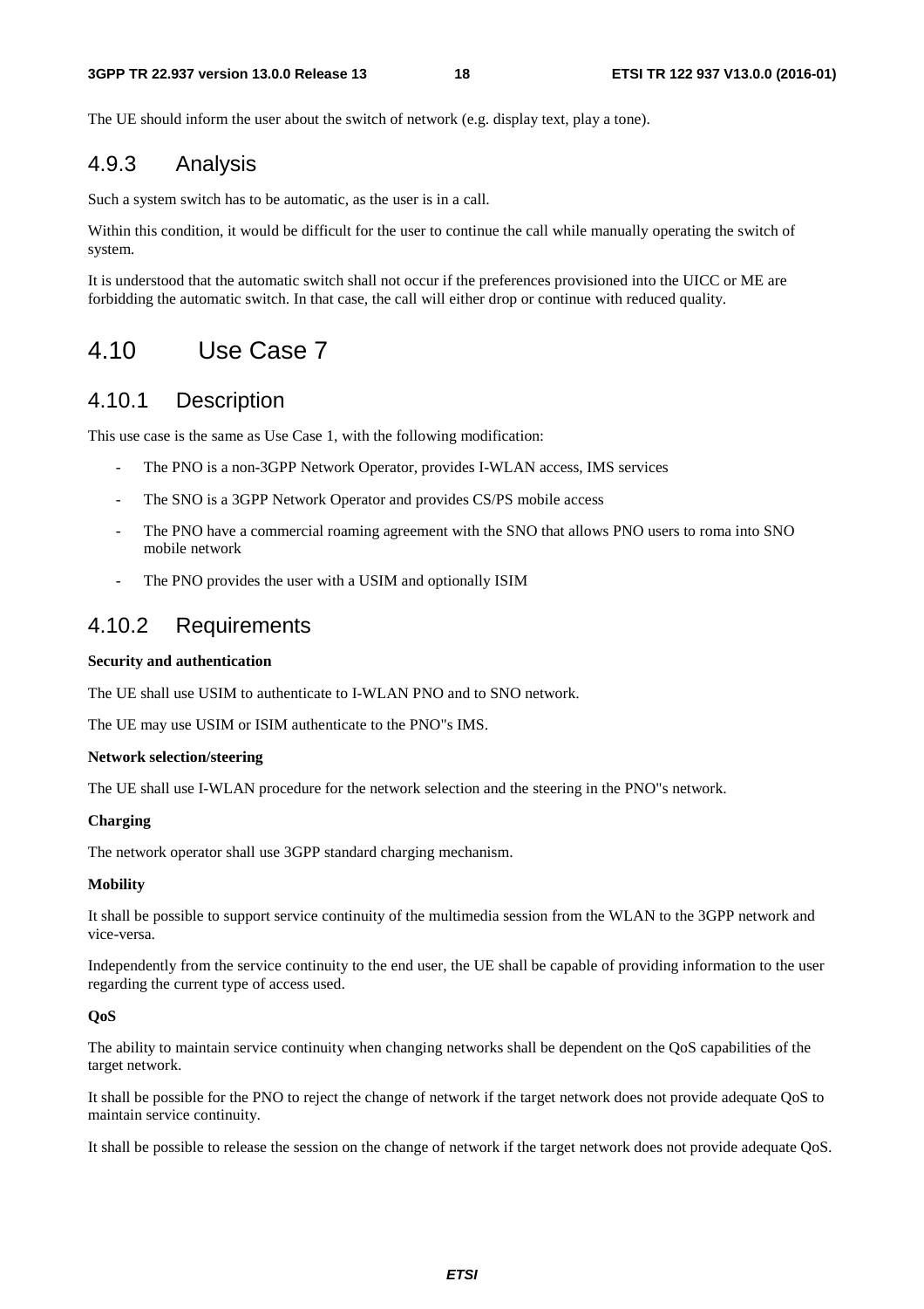The UE should inform the user about the switch of network (e.g. display text, play a tone).

### 4.9.3 Analysis

Such a system switch has to be automatic, as the user is in a call.

Within this condition, it would be difficult for the user to continue the call while manually operating the switch of system.

It is understood that the automatic switch shall not occur if the preferences provisioned into the UICC or ME are forbidding the automatic switch. In that case, the call will either drop or continue with reduced quality.

## 4.10 Use Case 7

### 4.10.1 Description

This use case is the same as Use Case 1, with the following modification:

- The PNO is a non-3GPP Network Operator, provides I-WLAN access, IMS services
- The SNO is a 3GPP Network Operator and provides CS/PS mobile access
- The PNO have a commercial roaming agreement with the SNO that allows PNO users to roma into SNO mobile network
- The PNO provides the user with a USIM and optionally ISIM

### 4.10.2 Requirements

**Security and authentication**

The UE shall use USIM to authenticate to I-WLAN PNO and to SNO network.

The UE may use USIM or ISIM authenticate to the PNO"s IMS.

**Network selection/steering**

The UE shall use I-WLAN procedure for the network selection and the steering in the PNO"s network.

**Charging**

The network operator shall use 3GPP standard charging mechanism.

**Mobility**

It shall be possible to support service continuity of the multimedia session from the WLAN to the 3GPP network and vice-versa.

Independently from the service continuity to the end user, the UE shall be capable of providing information to the user regarding the current type of access used.

**QoS**

The ability to maintain service continuity when changing networks shall be dependent on the QoS capabilities of the target network.

It shall be possible for the PNO to reject the change of network if the target network does not provide adequate QoS to maintain service continuity.

It shall be possible to release the session on the change of network if the target network does not provide adequate QoS.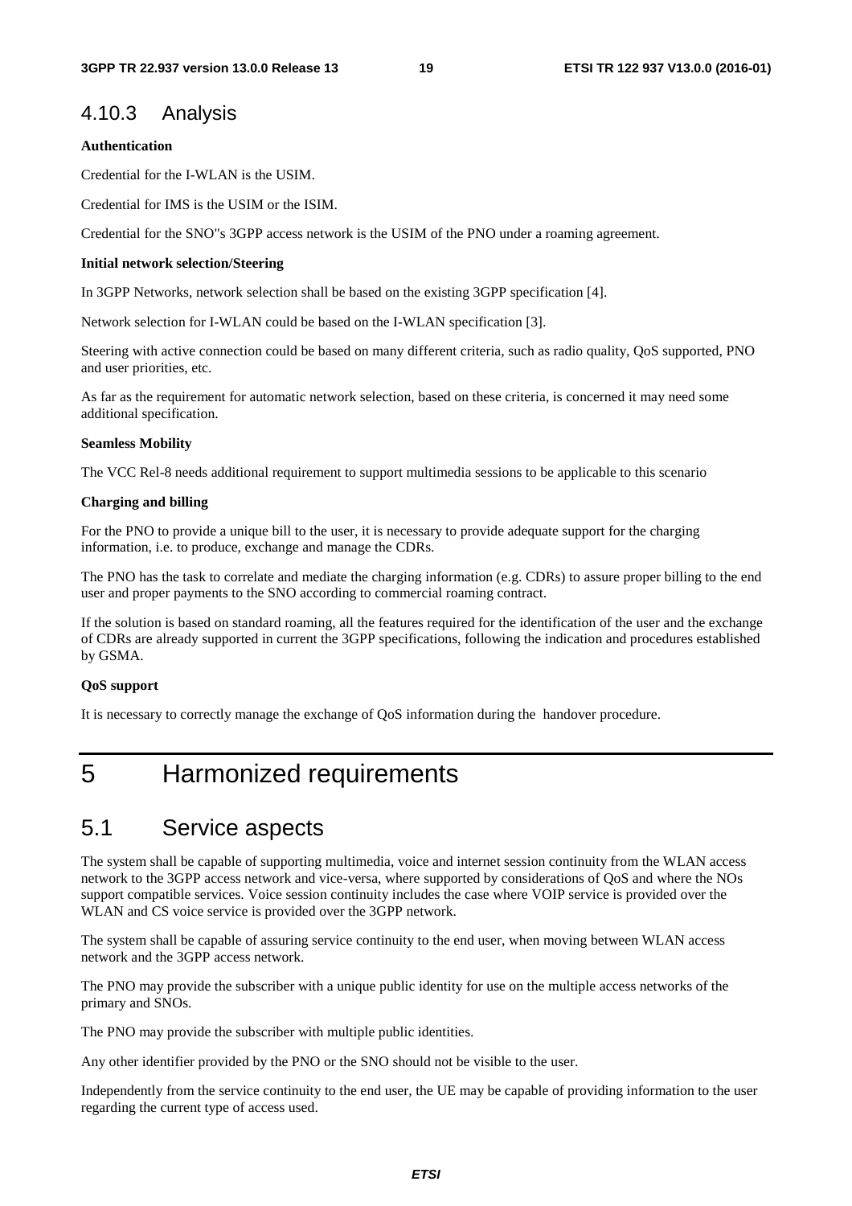### 4.10.3 Analysis

**Authentication**

Credential for the I-WLAN is the USIM.

Credential for IMS is the USIM or the ISIM.

Credential for the SNO"s 3GPP access network is the USIM of the PNO under a roaming agreement.

**Initial network selection/Steering**

In 3GPP Networks, network selection shall be based on the existing 3GPP specification [4].

Network selection for I-WLAN could be based on the I-WLAN specification [3].

Steering with active connection could be based on many different criteria, such as radio quality, QoS supported, PNO and user priorities, etc.

As far as the requirement for automatic network selection, based on these criteria, is concerned it may need some additional specification.

**Seamless Mobility**

The VCC Rel-8 needs additional requirement to support multimedia sessions to be applicable to this scenario

**Charging and billing**

For the PNO to provide a unique bill to the user, it is necessary to provide adequate support for the charging information, i.e. to produce, exchange and manage the CDRs.

The PNO has the task to correlate and mediate the charging information (e.g. CDRs) to assure proper billing to the end user and proper payments to the SNO according to commercial roaming contract.

If the solution is based on standard roaming, all the features required for the identification of the user and the exchange of CDRs are already supported in current the 3GPP specifications, following the indication and procedures established by GSMA.

**QoS support**

It is necessary to correctly manage the exchange of QoS information during the handover procedure.

# 5 Harmonized requirements

## 5.1 Service aspects

The system shall be capable of supporting multimedia, voice and internet session continuity from the WLAN access network to the 3GPP access network and vice-versa, where supported by considerations of QoS and where the NOs support compatible services. Voice session continuity includes the case where VOIP service is provided over the WLAN and CS voice service is provided over the 3GPP network.

The system shall be capable of assuring service continuity to the end user, when moving between WLAN access network and the 3GPP access network.

The PNO may provide the subscriber with a unique public identity for use on the multiple access networks of the primary and SNOs.

The PNO may provide the subscriber with multiple public identities.

Any other identifier provided by the PNO or the SNO should not be visible to the user.

Independently from the service continuity to the end user, the UE may be capable of providing information to the user regarding the current type of access used.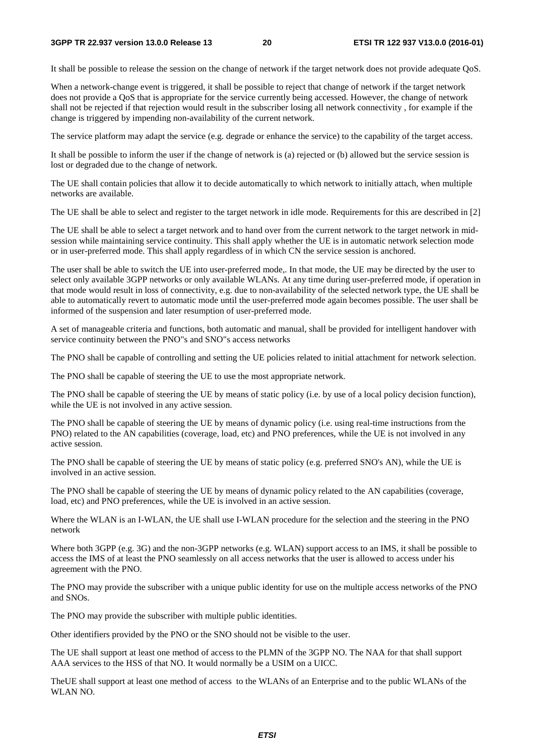It shall be possible to release the session on the change of network if the target network does not provide adequate QoS.

When a network-change event is triggered, it shall be possible to reject that change of network if the target network does not provide a QoS that is appropriate for the service currently being accessed. However, the change of network shall not be rejected if that rejection would result in the subscriber losing all network connectivity , for example if the change is triggered by impending non-availability of the current network.

The service platform may adapt the service (e.g. degrade or enhance the service) to the capability of the target access.

It shall be possible to inform the user if the change of network is (a) rejected or (b) allowed but the service session is lost or degraded due to the change of network.

The UE shall contain policies that allow it to decide automatically to which network to initially attach, when multiple networks are available.

The UE shall be able to select and register to the target network in idle mode. Requirements for this are described in [2]

The UE shall be able to select a target network and to hand over from the current network to the target network in mid-session while maintaining service continuity. This shall apply whether the UE is in automatic network selection mode or in user-preferred mode. This shall apply regardless of in which CN the service session is anchored.

The user shall be able to switch the UE into user-preferred mode,. In that mode, the UE may be directed by the user to select only available 3GPP networks or only available WLANs. At any time during user-preferred mode, if operation in that mode would result in loss of connectivity, e.g. due to non-availability of the selected network type, the UE shall be able to automatically revert to automatic mode until the user-preferred mode again becomes possible. The user shall be informed of the suspension and later resumption of user-preferred mode.

A set of manageable criteria and functions, both automatic and manual, shall be provided for intelligent handover with service continuity between the PNO"s and SNO"s access networks

The PNO shall be capable of controlling and setting the UE policies related to initial attachment for network selection.

The PNO shall be capable of steering the UE to use the most appropriate network.

The PNO shall be capable of steering the UE by means of static policy (i.e. by use of a local policy decision function), while the UE is not involved in any active session.

The PNO shall be capable of steering the UE by means of dynamic policy (i.e. using real-time instructions from the PNO) related to the AN capabilities (coverage, load, etc) and PNO preferences, while the UE is not involved in any active session.

The PNO shall be capable of steering the UE by means of static policy (e.g. preferred SNO's AN), while the UE is involved in an active session.

The PNO shall be capable of steering the UE by means of dynamic policy related to the AN capabilities (coverage, load, etc) and PNO preferences, while the UE is involved in an active session.

Where the WLAN is an I-WLAN, the UE shall use I-WLAN procedure for the selection and the steering in the PNO network

Where both 3GPP (e.g. 3G) and the non-3GPP networks (e.g. WLAN) support access to an IMS, it shall be possible to access the IMS of at least the PNO seamlessly on all access networks that the user is allowed to access under his agreement with the PNO.

The PNO may provide the subscriber with a unique public identity for use on the multiple access networks of the PNO and SNOs.

The PNO may provide the subscriber with multiple public identities.

Other identifiers provided by the PNO or the SNO should not be visible to the user.

The UE shall support at least one method of access to the PLMN of the 3GPP NO. The NAA for that shall support AAA services to the HSS of that NO. It would normally be a USIM on a UICC.

TheUE shall support at least one method of access  to the WLANs of an Enterprise and to the public WLANs of the WLAN NO.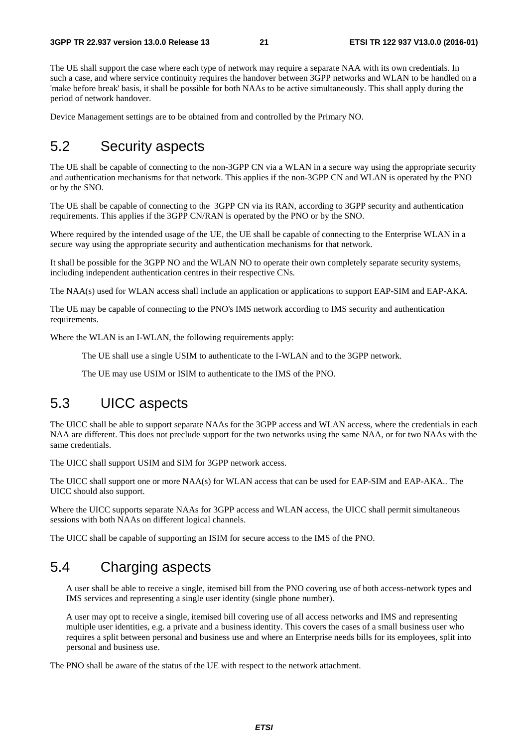The UE shall support the case where each type of network may require a separate NAA with its own credentials. In such a case, and where service continuity requires the handover between 3GPP networks and WLAN to be handled on a 'make before break' basis, it shall be possible for both NAAs to be active simultaneously. This shall apply during the period of network handover.

Device Management settings are to be obtained from and controlled by the Primary NO.

## 5.2 Security aspects

The UE shall be capable of connecting to the non-3GPP CN via a WLAN in a secure way using the appropriate security and authentication mechanisms for that network. This applies if the non-3GPP CN and WLAN is operated by the PNO or by the SNO.

The UE shall be capable of connecting to the 3GPP CN via its RAN, according to 3GPP security and authentication requirements. This applies if the 3GPP CN/RAN is operated by the PNO or by the SNO.

Where required by the intended usage of the UE, the UE shall be capable of connecting to the Enterprise WLAN in a secure way using the appropriate security and authentication mechanisms for that network.

It shall be possible for the 3GPP NO and the WLAN NO to operate their own completely separate security systems, including independent authentication centres in their respective CNs.

The NAA(s) used for WLAN access shall include an application or applications to support EAP-SIM and EAP-AKA.

The UE may be capable of connecting to the PNO's IMS network according to IMS security and authentication requirements.

Where the WLAN is an I-WLAN, the following requirements apply:

> The UE shall use a single USIM to authenticate to the I-WLAN and to the 3GPP network.
>
> The UE may use USIM or ISIM to authenticate to the IMS of the PNO.

## 5.3 UICC aspects

The UICC shall be able to support separate NAAs for the 3GPP access and WLAN access, where the credentials in each NAA are different. This does not preclude support for the two networks using the same NAA, or for two NAAs with the same credentials.

The UICC shall support USIM and SIM for 3GPP network access.

The UICC shall support one or more NAA(s) for WLAN access that can be used for EAP-SIM and EAP-AKA.. The UICC should also support.

Where the UICC supports separate NAAs for 3GPP access and WLAN access, the UICC shall permit simultaneous sessions with both NAAs on different logical channels.

The UICC shall be capable of supporting an ISIM for secure access to the IMS of the PNO.

## 5.4 Charging aspects

> A user shall be able to receive a single, itemised bill from the PNO covering use of both access-network types and IMS services and representing a single user identity (single phone number).
>
> A user may opt to receive a single, itemised bill covering use of all access networks and IMS and representing multiple user identities, e.g. a private and a business identity. This covers the cases of a small business user who requires a split between personal and business use and where an Enterprise needs bills for its employees, split into personal and business use.

The PNO shall be aware of the status of the UE with respect to the network attachment.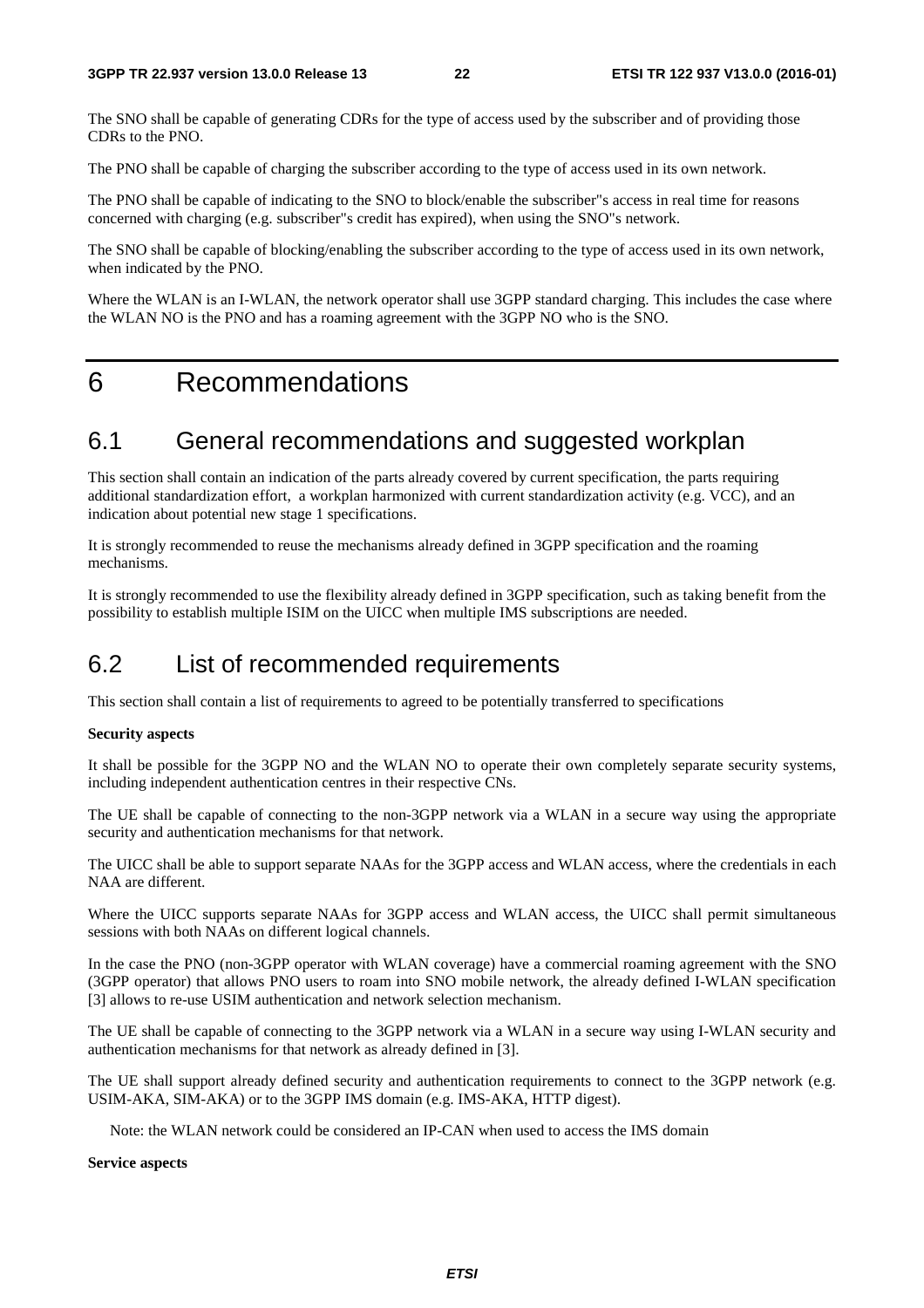The SNO shall be capable of generating CDRs for the type of access used by the subscriber and of providing those CDRs to the PNO.

The PNO shall be capable of charging the subscriber according to the type of access used in its own network.

The PNO shall be capable of indicating to the SNO to block/enable the subscriber"s access in real time for reasons concerned with charging (e.g. subscriber"s credit has expired), when using the SNO"s network.

The SNO shall be capable of blocking/enabling the subscriber according to the type of access used in its own network, when indicated by the PNO.

Where the WLAN is an I-WLAN, the network operator shall use 3GPP standard charging. This includes the case where the WLAN NO is the PNO and has a roaming agreement with the 3GPP NO who is the SNO.

# 6 Recommendations

## 6.1 General recommendations and suggested workplan

This section shall contain an indication of the parts already covered by current specification, the parts requiring additional standardization effort, a workplan harmonized with current standardization activity (e.g. VCC), and an indication about potential new stage 1 specifications.

It is strongly recommended to reuse the mechanisms already defined in 3GPP specification and the roaming mechanisms.

It is strongly recommended to use the flexibility already defined in 3GPP specification, such as taking benefit from the possibility to establish multiple ISIM on the UICC when multiple IMS subscriptions are needed.

## 6.2 List of recommended requirements

This section shall contain a list of requirements to agreed to be potentially transferred to specifications

**Security aspects**

It shall be possible for the 3GPP NO and the WLAN NO to operate their own completely separate security systems, including independent authentication centres in their respective CNs.

The UE shall be capable of connecting to the non-3GPP network via a WLAN in a secure way using the appropriate security and authentication mechanisms for that network.

The UICC shall be able to support separate NAAs for the 3GPP access and WLAN access, where the credentials in each NAA are different.

Where the UICC supports separate NAAs for 3GPP access and WLAN access, the UICC shall permit simultaneous sessions with both NAAs on different logical channels.

In the case the PNO (non-3GPP operator with WLAN coverage) have a commercial roaming agreement with the SNO (3GPP operator) that allows PNO users to roam into SNO mobile network, the already defined I-WLAN specification [3] allows to re-use USIM authentication and network selection mechanism.

The UE shall be capable of connecting to the 3GPP network via a WLAN in a secure way using I-WLAN security and authentication mechanisms for that network as already defined in [3].

The UE shall support already defined security and authentication requirements to connect to the 3GPP network (e.g. USIM-AKA, SIM-AKA) or to the 3GPP IMS domain (e.g. IMS-AKA, HTTP digest).

Note: the WLAN network could be considered an IP-CAN when used to access the IMS domain

**Service aspects**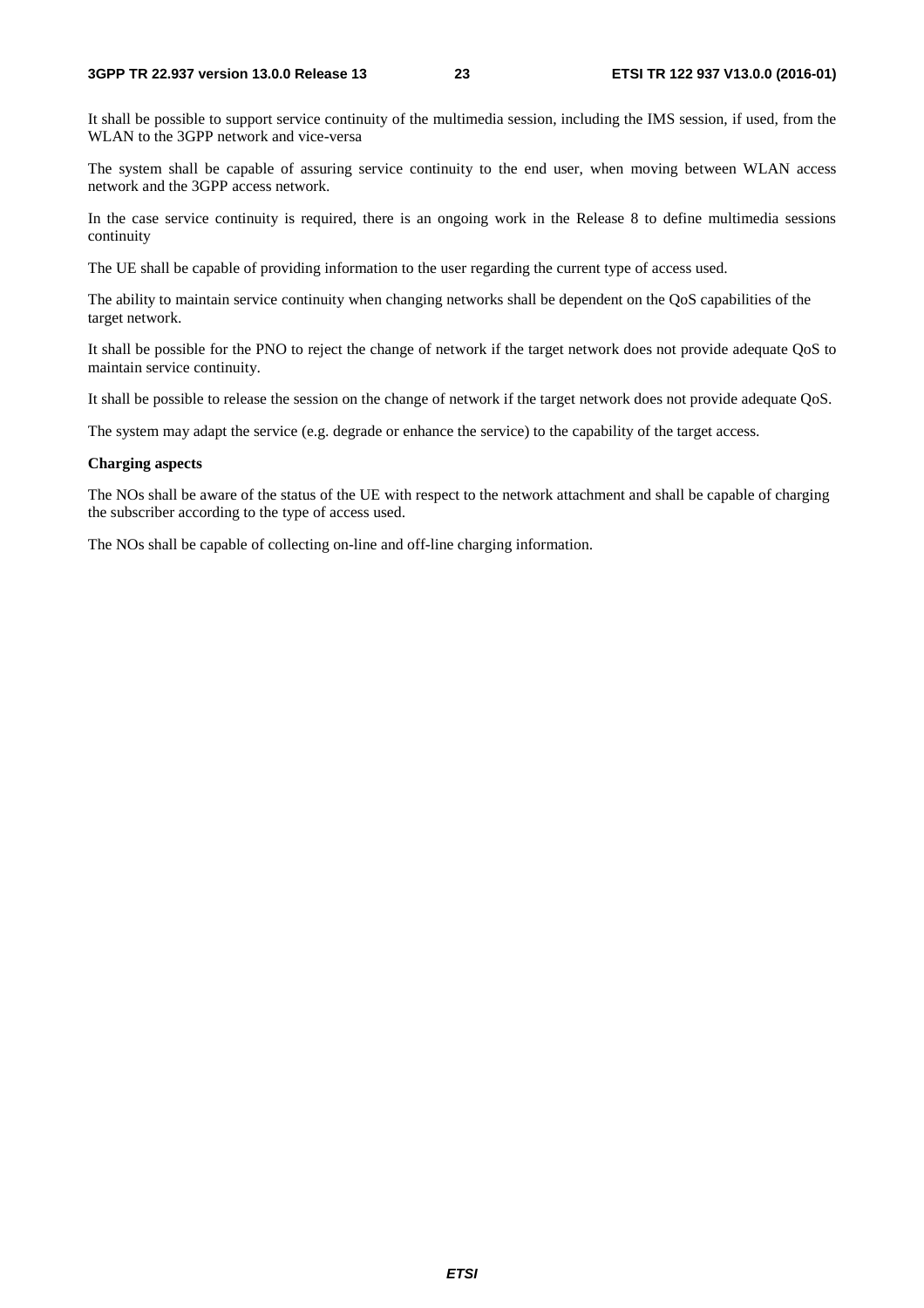It shall be possible to support service continuity of the multimedia session, including the IMS session, if used, from the WLAN to the 3GPP network and vice-versa

The system shall be capable of assuring service continuity to the end user, when moving between WLAN access network and the 3GPP access network.

In the case service continuity is required, there is an ongoing work in the Release 8 to define multimedia sessions continuity

The UE shall be capable of providing information to the user regarding the current type of access used.

The ability to maintain service continuity when changing networks shall be dependent on the QoS capabilities of the target network.

It shall be possible for the PNO to reject the change of network if the target network does not provide adequate QoS to maintain service continuity.

It shall be possible to release the session on the change of network if the target network does not provide adequate QoS.

The system may adapt the service (e.g. degrade or enhance the service) to the capability of the target access.

**Charging aspects**

The NOs shall be aware of the status of the UE with respect to the network attachment and shall be capable of charging the subscriber according to the type of access used.

The NOs shall be capable of collecting on-line and off-line charging information.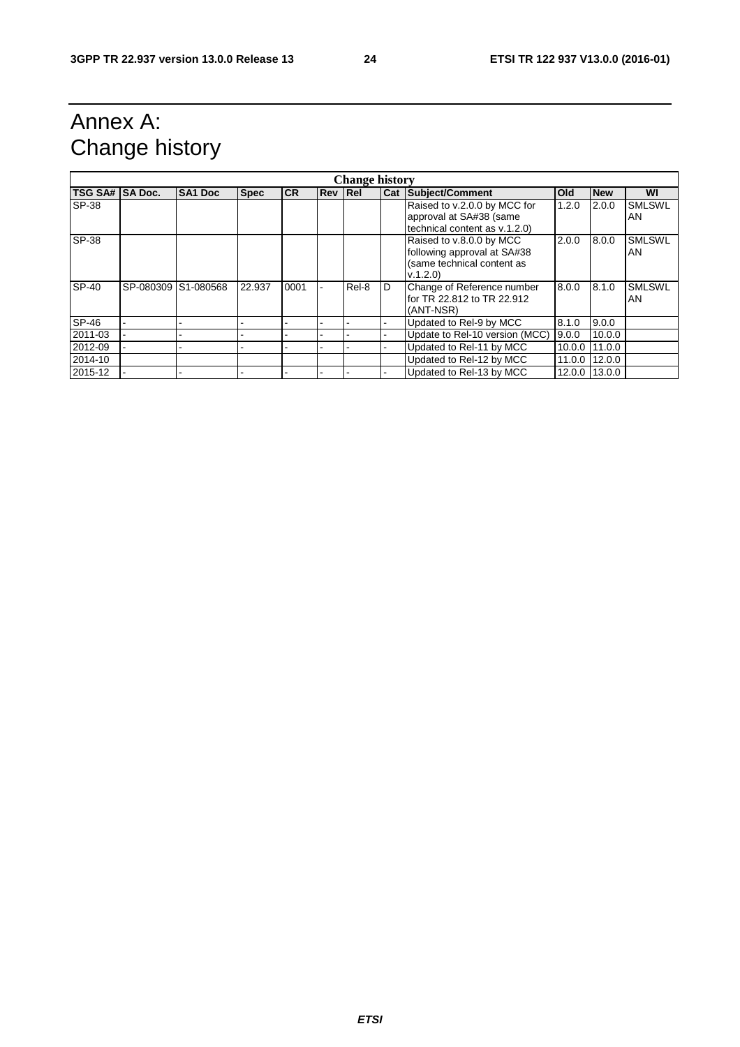# Annex A: Change history

| Change history | | | | | | | | | | | |
|---|---|---|---|---|---|---|---|---|---|---|---|
| **TSG SA#** | **SA Doc.** | **SA1 Doc** | **Spec** | **CR** | **Rev** | **Rel** | **Cat** | **Subject/Comment** | **Old** | **New** | **WI** |
| SP-38 | | | | | | | | Raised to v.2.0.0 by MCC for approval at SA#38 (same technical content as v.1.2.0) | 1.2.0 | 2.0.0 | SMLSWLAN |
| SP-38 | | | | | | | | Raised to v.8.0.0 by MCC following approval at SA#38 (same technical content as v.1.2.0) | 2.0.0 | 8.0.0 | SMLSWLAN |
| SP-40 | SP-080309 | S1-080568 | 22.937 | 0001 | - | Rel-8 | D | Change of Reference number for TR 22.812 to TR 22.912 (ANT-NSR) | 8.0.0 | 8.1.0 | SMLSWLAN |
| SP-46 | - | - | - | - | - | - | - | Updated to Rel-9 by MCC | 8.1.0 | 9.0.0 | |
| 2011-03 | - | - | - | - | - | - | - | Update to Rel-10 version (MCC) | 9.0.0 | 10.0.0 | |
| 2012-09 | - | - | - | - | - | - | - | Updated to Rel-11 by MCC | 10.0.0 | 11.0.0 | |
| 2014-10 | | | | | | | | Updated to Rel-12 by MCC | 11.0.0 | 12.0.0 | |
| 2015-12 | - | - | - | - | - | - | - | Updated to Rel-13 by MCC | 12.0.0 | 13.0.0 | |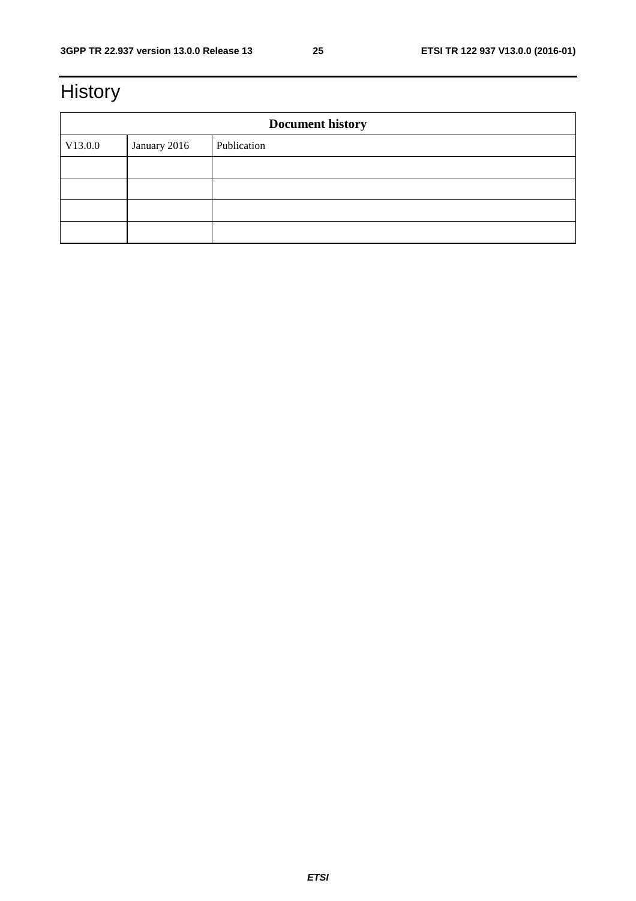# History

| Document history | | |
|---|---|---|
| V13.0.0 | January 2016 | Publication |
| | | |
| | | |
| | | |
| | | |